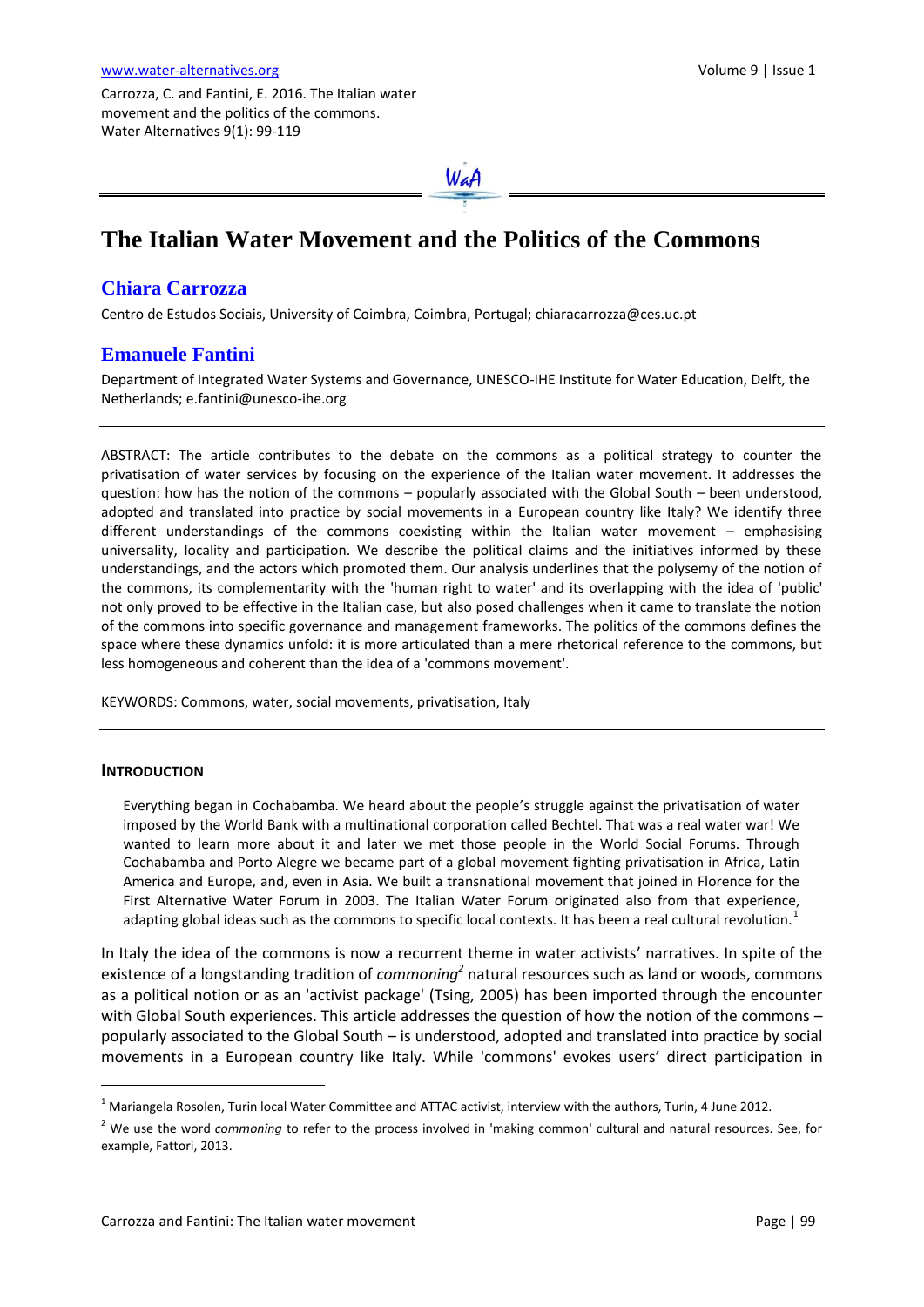www.water-alternatives.org

Carrozza, C. and Fantini, E. 2016. The Italian water movement and the politics of the commons. Water Alternatives 9(1): 99-119

# The Italian Water Movement and the Politics of the Commons

## Chiara Carrozza

Centro de Estudos Sociais, University of Coimbra, Coimbra, Portugal; chiaracarrozza@ces.uc.pt

## Emanuele Fantini

Department of Integrated Water Systems and Governance, UNESCO-IHE Institute for Water Education, Delft, the Netherlands; e.fantini@unesco-ihe.org

ABSTRACT: The article contributes to the debate on the commons as a political strategy to counter the privatisation of water services by focusing on the experience of the Italian water movement. It addresses the question: how has the notion of the commons – popularly associated with the Global South – been understood, adopted and translated into practice by social movements in a European country like Italy? We identify three different understandings of the commons coexisting within the Italian water movement – emphasising universality, locality and participation. We describe the political claims and the initiatives informed by these understandings, and the actors which promoted them. Our analysis underlines that the polysemy of the notion of the commons, its complementarity with the 'human right to water' and its overlapping with the idea of 'public' not only proved to be effective in the Italian case, but also posed challenges when it came to translate the notion of the commons into specific governance and management frameworks. The politics of the commons defines the space where these dynamics unfold: it is more articulated than a mere rhetorical reference to the commons, but less homogeneous and coherent than the idea of a 'commons movement'.

KEYWORDS: Commons, water, social movements, privatisation, Italy

## INTRODUCTION

> Everything began in Cochabamba. We heard about the people's struggle against the privatisation of water imposed by the World Bank with a multinational corporation called Bechtel. That was a real water war! We wanted to learn more about it and later we met those people in the World Social Forums. Through Cochabamba and Porto Alegre we became part of a global movement fighting privatisation in Africa, Latin America and Europe, and, even in Asia. We built a transnational movement that joined in Florence for the First Alternative Water Forum in 2003. The Italian Water Forum originated also from that experience, adapting global ideas such as the commons to specific local contexts. It has been a real cultural revolution.[1]

In Italy the idea of the commons is now a recurrent theme in water activists' narratives. In spite of the existence of a longstanding tradition of *commoning*[2] natural resources such as land or woods, commons as a political notion or as an 'activist package' (Tsing, 2005) has been imported through the encounter with Global South experiences. This article addresses the question of how the notion of the commons – popularly associated to the Global South – is understood, adopted and translated into practice by social movements in a European country like Italy. While 'commons' evokes users' direct participation in

---

[1] Mariangela Rosolen, Turin local Water Committee and ATTAC activist, interview with the authors, Turin, 4 June 2012.

[2] We use the word *commoning* to refer to the process involved in 'making common' cultural and natural resources. See, for example, Fattori, 2013.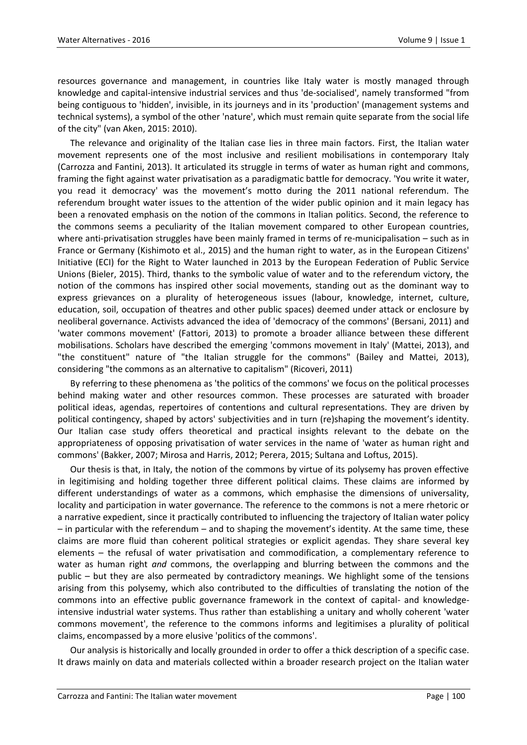resources governance and management, in countries like Italy water is mostly managed through knowledge and capital-intensive industrial services and thus 'de-socialised', namely transformed "from being contiguous to 'hidden', invisible, in its journeys and in its 'production' (management systems and technical systems), a symbol of the other 'nature', which must remain quite separate from the social life of the city" (van Aken, 2015: 2010).

The relevance and originality of the Italian case lies in three main factors. First, the Italian water movement represents one of the most inclusive and resilient mobilisations in contemporary Italy (Carrozza and Fantini, 2013). It articulated its struggle in terms of water as human right and commons, framing the fight against water privatisation as a paradigmatic battle for democracy. 'You write it water, you read it democracy' was the movement's motto during the 2011 national referendum. The referendum brought water issues to the attention of the wider public opinion and it main legacy has been a renovated emphasis on the notion of the commons in Italian politics. Second, the reference to the commons seems a peculiarity of the Italian movement compared to other European countries, where anti-privatisation struggles have been mainly framed in terms of re-municipalisation – such as in France or Germany (Kishimoto et al., 2015) and the human right to water, as in the European Citizens' Initiative (ECI) for the Right to Water launched in 2013 by the European Federation of Public Service Unions (Bieler, 2015). Third, thanks to the symbolic value of water and to the referendum victory, the notion of the commons has inspired other social movements, standing out as the dominant way to express grievances on a plurality of heterogeneous issues (labour, knowledge, internet, culture, education, soil, occupation of theatres and other public spaces) deemed under attack or enclosure by neoliberal governance. Activists advanced the idea of 'democracy of the commons' (Bersani, 2011) and 'water commons movement' (Fattori, 2013) to promote a broader alliance between these different mobilisations. Scholars have described the emerging 'commons movement in Italy' (Mattei, 2013), and "the constituent" nature of "the Italian struggle for the commons" (Bailey and Mattei, 2013), considering "the commons as an alternative to capitalism" (Ricoveri, 2011)

By referring to these phenomena as 'the politics of the commons' we focus on the political processes behind making water and other resources common. These processes are saturated with broader political ideas, agendas, repertoires of contentions and cultural representations. They are driven by political contingency, shaped by actors' subjectivities and in turn (re)shaping the movement's identity. Our Italian case study offers theoretical and practical insights relevant to the debate on the appropriateness of opposing privatisation of water services in the name of 'water as human right and commons' (Bakker, 2007; Mirosa and Harris, 2012; Perera, 2015; Sultana and Loftus, 2015).

Our thesis is that, in Italy, the notion of the commons by virtue of its polysemy has proven effective in legitimising and holding together three different political claims. These claims are informed by different understandings of water as a commons, which emphasise the dimensions of universality, locality and participation in water governance. The reference to the commons is not a mere rhetoric or a narrative expedient, since it practically contributed to influencing the trajectory of Italian water policy – in particular with the referendum – and to shaping the movement's identity. At the same time, these claims are more fluid than coherent political strategies or explicit agendas. They share several key elements – the refusal of water privatisation and commodification, a complementary reference to water as human right *and* commons, the overlapping and blurring between the commons and the public – but they are also permeated by contradictory meanings. We highlight some of the tensions arising from this polysemy, which also contributed to the difficulties of translating the notion of the commons into an effective public governance framework in the context of capital- and knowledge-intensive industrial water systems. Thus rather than establishing a unitary and wholly coherent 'water commons movement', the reference to the commons informs and legitimises a plurality of political claims, encompassed by a more elusive 'politics of the commons'.

Our analysis is historically and locally grounded in order to offer a thick description of a specific case. It draws mainly on data and materials collected within a broader research project on the Italian water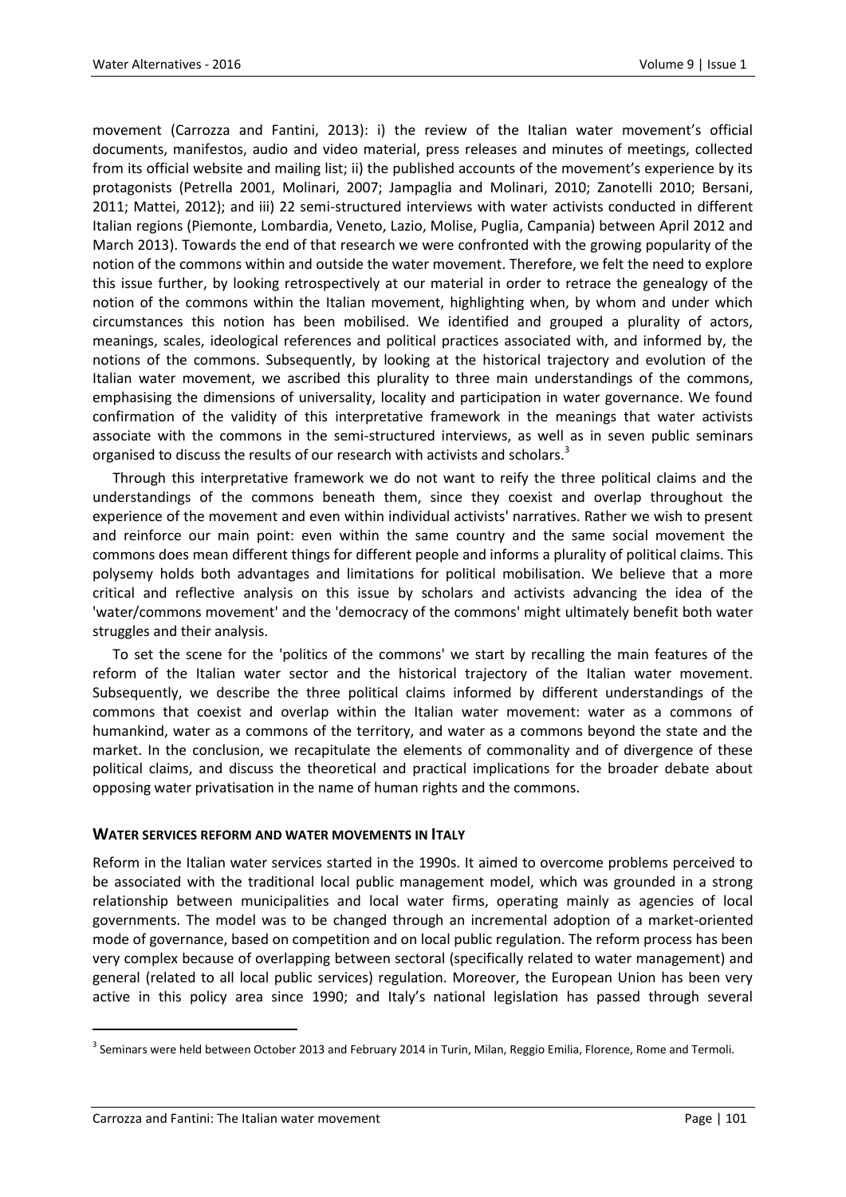movement (Carrozza and Fantini, 2013): i) the review of the Italian water movement's official documents, manifestos, audio and video material, press releases and minutes of meetings, collected from its official website and mailing list; ii) the published accounts of the movement's experience by its protagonists (Petrella 2001, Molinari, 2007; Jampaglia and Molinari, 2010; Zanotelli 2010; Bersani, 2011; Mattei, 2012); and iii) 22 semi-structured interviews with water activists conducted in different Italian regions (Piemonte, Lombardia, Veneto, Lazio, Molise, Puglia, Campania) between April 2012 and March 2013). Towards the end of that research we were confronted with the growing popularity of the notion of the commons within and outside the water movement. Therefore, we felt the need to explore this issue further, by looking retrospectively at our material in order to retrace the genealogy of the notion of the commons within the Italian movement, highlighting when, by whom and under which circumstances this notion has been mobilised. We identified and grouped a plurality of actors, meanings, scales, ideological references and political practices associated with, and informed by, the notions of the commons. Subsequently, by looking at the historical trajectory and evolution of the Italian water movement, we ascribed this plurality to three main understandings of the commons, emphasising the dimensions of universality, locality and participation in water governance. We found confirmation of the validity of this interpretative framework in the meanings that water activists associate with the commons in the semi-structured interviews, as well as in seven public seminars organised to discuss the results of our research with activists and scholars.[3]

Through this interpretative framework we do not want to reify the three political claims and the understandings of the commons beneath them, since they coexist and overlap throughout the experience of the movement and even within individual activists' narratives. Rather we wish to present and reinforce our main point: even within the same country and the same social movement the commons does mean different things for different people and informs a plurality of political claims. This polysemy holds both advantages and limitations for political mobilisation. We believe that a more critical and reflective analysis on this issue by scholars and activists advancing the idea of the 'water/commons movement' and the 'democracy of the commons' might ultimately benefit both water struggles and their analysis.

To set the scene for the 'politics of the commons' we start by recalling the main features of the reform of the Italian water sector and the historical trajectory of the Italian water movement. Subsequently, we describe the three political claims informed by different understandings of the commons that coexist and overlap within the Italian water movement: water as a commons of humankind, water as a commons of the territory, and water as a commons beyond the state and the market. In the conclusion, we recapitulate the elements of commonality and of divergence of these political claims, and discuss the theoretical and practical implications for the broader debate about opposing water privatisation in the name of human rights and the commons.

## WATER SERVICES REFORM AND WATER MOVEMENTS IN ITALY

Reform in the Italian water services started in the 1990s. It aimed to overcome problems perceived to be associated with the traditional local public management model, which was grounded in a strong relationship between municipalities and local water firms, operating mainly as agencies of local governments. The model was to be changed through an incremental adoption of a market-oriented mode of governance, based on competition and on local public regulation. The reform process has been very complex because of overlapping between sectoral (specifically related to water management) and general (related to all local public services) regulation. Moreover, the European Union has been very active in this policy area since 1990; and Italy's national legislation has passed through several

[3] Seminars were held between October 2013 and February 2014 in Turin, Milan, Reggio Emilia, Florence, Rome and Termoli.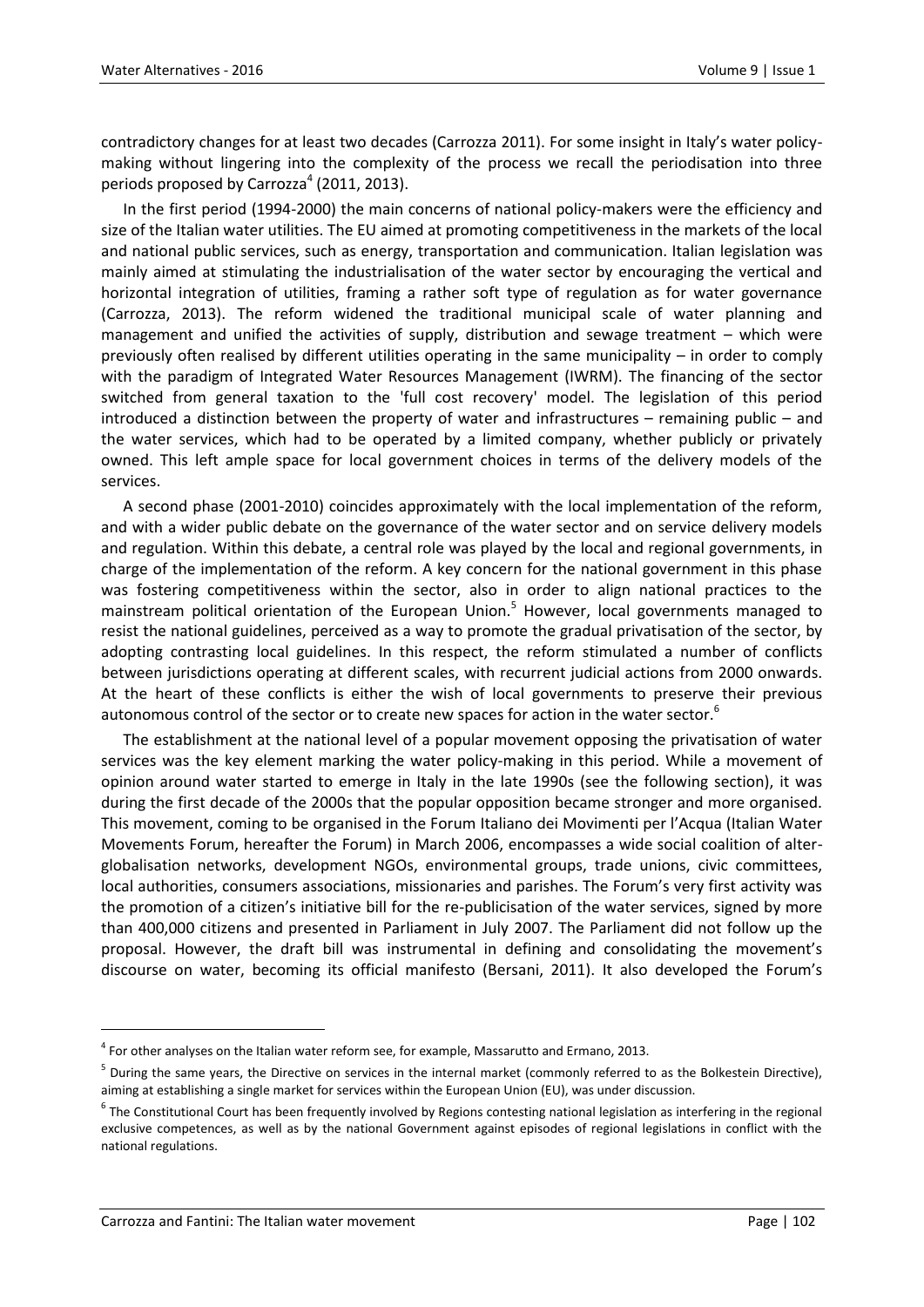contradictory changes for at least two decades (Carrozza 2011). For some insight in Italy's water policy-making without lingering into the complexity of the process we recall the periodisation into three periods proposed by Carrozza[4] (2011, 2013).

In the first period (1994-2000) the main concerns of national policy-makers were the efficiency and size of the Italian water utilities. The EU aimed at promoting competitiveness in the markets of the local and national public services, such as energy, transportation and communication. Italian legislation was mainly aimed at stimulating the industrialisation of the water sector by encouraging the vertical and horizontal integration of utilities, framing a rather soft type of regulation as for water governance (Carrozza, 2013). The reform widened the traditional municipal scale of water planning and management and unified the activities of supply, distribution and sewage treatment – which were previously often realised by different utilities operating in the same municipality – in order to comply with the paradigm of Integrated Water Resources Management (IWRM). The financing of the sector switched from general taxation to the 'full cost recovery' model. The legislation of this period introduced a distinction between the property of water and infrastructures – remaining public – and the water services, which had to be operated by a limited company, whether publicly or privately owned. This left ample space for local government choices in terms of the delivery models of the services.

A second phase (2001-2010) coincides approximately with the local implementation of the reform, and with a wider public debate on the governance of the water sector and on service delivery models and regulation. Within this debate, a central role was played by the local and regional governments, in charge of the implementation of the reform. A key concern for the national government in this phase was fostering competitiveness within the sector, also in order to align national practices to the mainstream political orientation of the European Union.[5] However, local governments managed to resist the national guidelines, perceived as a way to promote the gradual privatisation of the sector, by adopting contrasting local guidelines. In this respect, the reform stimulated a number of conflicts between jurisdictions operating at different scales, with recurrent judicial actions from 2000 onwards. At the heart of these conflicts is either the wish of local governments to preserve their previous autonomous control of the sector or to create new spaces for action in the water sector.[6]

The establishment at the national level of a popular movement opposing the privatisation of water services was the key element marking the water policy-making in this period. While a movement of opinion around water started to emerge in Italy in the late 1990s (see the following section), it was during the first decade of the 2000s that the popular opposition became stronger and more organised. This movement, coming to be organised in the Forum Italiano dei Movimenti per l'Acqua (Italian Water Movements Forum, hereafter the Forum) in March 2006, encompasses a wide social coalition of alter-globalisation networks, development NGOs, environmental groups, trade unions, civic committees, local authorities, consumers associations, missionaries and parishes. The Forum's very first activity was the promotion of a citizen's initiative bill for the re-publicisation of the water services, signed by more than 400,000 citizens and presented in Parliament in July 2007. The Parliament did not follow up the proposal. However, the draft bill was instrumental in defining and consolidating the movement's discourse on water, becoming its official manifesto (Bersani, 2011). It also developed the Forum's

---

[4] For other analyses on the Italian water reform see, for example, Massarutto and Ermano, 2013.

[5] During the same years, the Directive on services in the internal market (commonly referred to as the Bolkestein Directive), aiming at establishing a single market for services within the European Union (EU), was under discussion.

[6] The Constitutional Court has been frequently involved by Regions contesting national legislation as interfering in the regional exclusive competences, as well as by the national Government against episodes of regional legislations in conflict with the national regulations.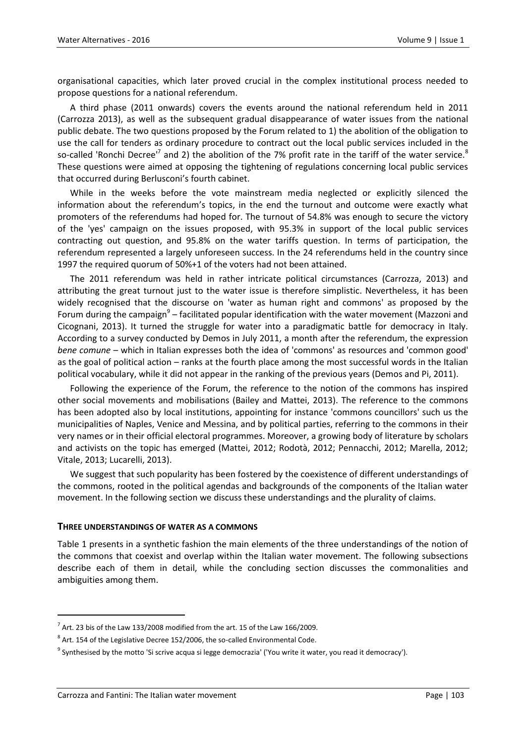organisational capacities, which later proved crucial in the complex institutional process needed to propose questions for a national referendum.

A third phase (2011 onwards) covers the events around the national referendum held in 2011 (Carrozza 2013), as well as the subsequent gradual disappearance of water issues from the national public debate. The two questions proposed by the Forum related to 1) the abolition of the obligation to use the call for tenders as ordinary procedure to contract out the local public services included in the so-called 'Ronchi Decree'[7] and 2) the abolition of the 7% profit rate in the tariff of the water service.[8] These questions were aimed at opposing the tightening of regulations concerning local public services that occurred during Berlusconi's fourth cabinet.

While in the weeks before the vote mainstream media neglected or explicitly silenced the information about the referendum's topics, in the end the turnout and outcome were exactly what promoters of the referendums had hoped for. The turnout of 54.8% was enough to secure the victory of the 'yes' campaign on the issues proposed, with 95.3% in support of the local public services contracting out question, and 95.8% on the water tariffs question. In terms of participation, the referendum represented a largely unforeseen success. In the 24 referendums held in the country since 1997 the required quorum of 50%+1 of the voters had not been attained.

The 2011 referendum was held in rather intricate political circumstances (Carrozza, 2013) and attributing the great turnout just to the water issue is therefore simplistic. Nevertheless, it has been widely recognised that the discourse on 'water as human right and commons' as proposed by the Forum during the campaign[9] – facilitated popular identification with the water movement (Mazzoni and Cicognani, 2013). It turned the struggle for water into a paradigmatic battle for democracy in Italy. According to a survey conducted by Demos in July 2011, a month after the referendum, the expression *bene comune* – which in Italian expresses both the idea of 'commons' as resources and 'common good' as the goal of political action – ranks at the fourth place among the most successful words in the Italian political vocabulary, while it did not appear in the ranking of the previous years (Demos and Pi, 2011).

Following the experience of the Forum, the reference to the notion of the commons has inspired other social movements and mobilisations (Bailey and Mattei, 2013). The reference to the commons has been adopted also by local institutions, appointing for instance 'commons councillors' such us the municipalities of Naples, Venice and Messina, and by political parties, referring to the commons in their very names or in their official electoral programmes. Moreover, a growing body of literature by scholars and activists on the topic has emerged (Mattei, 2012; Rodotà, 2012; Pennacchi, 2012; Marella, 2012; Vitale, 2013; Lucarelli, 2013).

We suggest that such popularity has been fostered by the coexistence of different understandings of the commons, rooted in the political agendas and backgrounds of the components of the Italian water movement. In the following section we discuss these understandings and the plurality of claims.

## THREE UNDERSTANDINGS OF WATER AS A COMMONS

Table 1 presents in a synthetic fashion the main elements of the three understandings of the notion of the commons that coexist and overlap within the Italian water movement. The following subsections describe each of them in detail, while the concluding section discusses the commonalities and ambiguities among them.

---

[7] Art. 23 bis of the Law 133/2008 modified from the art. 15 of the Law 166/2009.

[8] Art. 154 of the Legislative Decree 152/2006, the so-called Environmental Code.

[9] Synthesised by the motto 'Si scrive acqua si legge democrazia' ('You write it water, you read it democracy').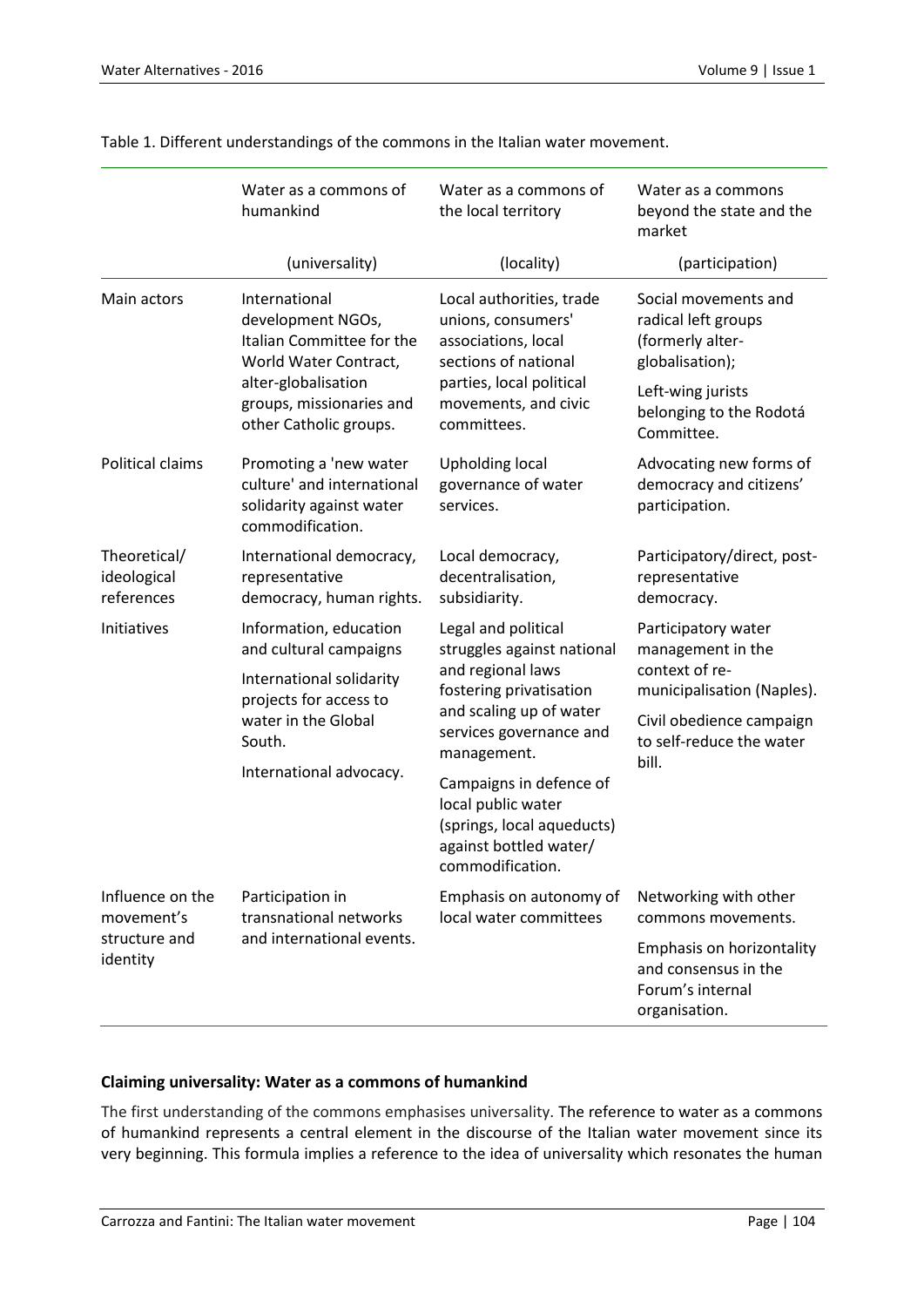Table 1. Different understandings of the commons in the Italian water movement.

| | Water as a commons of humankind | Water as a commons of the local territory | Water as a commons beyond the state and the market |
|---|---|---|---|
| | (universality) | (locality) | (participation) |
| Main actors | International development NGOs, Italian Committee for the World Water Contract, alter-globalisation groups, missionaries and other Catholic groups. | Local authorities, trade unions, consumers' associations, local sections of national parties, local political movements, and civic committees. | Social movements and radical left groups (formerly alter-globalisation); Left-wing jurists belonging to the Rodotá Committee. |
| Political claims | Promoting a 'new water culture' and international solidarity against water commodification. | Upholding local governance of water services. | Advocating new forms of democracy and citizens' participation. |
| Theoretical/ ideological references | International democracy, representative democracy, human rights. | Local democracy, decentralisation, subsidiarity. | Participatory/direct, post-representative democracy. |
| Initiatives | Information, education and cultural campaigns International solidarity projects for access to water in the Global South. International advocacy. | Legal and political struggles against national and regional laws fostering privatisation and scaling up of water services governance and management. Campaigns in defence of local public water (springs, local aqueducts) against bottled water/ commodification. | Participatory water management in the context of re-municipalisation (Naples). Civil obedience campaign to self-reduce the water bill. |
| Influence on the movement's structure and identity | Participation in transnational networks and international events. | Emphasis on autonomy of local water committees | Networking with other commons movements. Emphasis on horizontality and consensus in the Forum's internal organisation. |

### Claiming universality: Water as a commons of humankind

The first understanding of the commons emphasises universality. The reference to water as a commons of humankind represents a central element in the discourse of the Italian water movement since its very beginning. This formula implies a reference to the idea of universality which resonates the human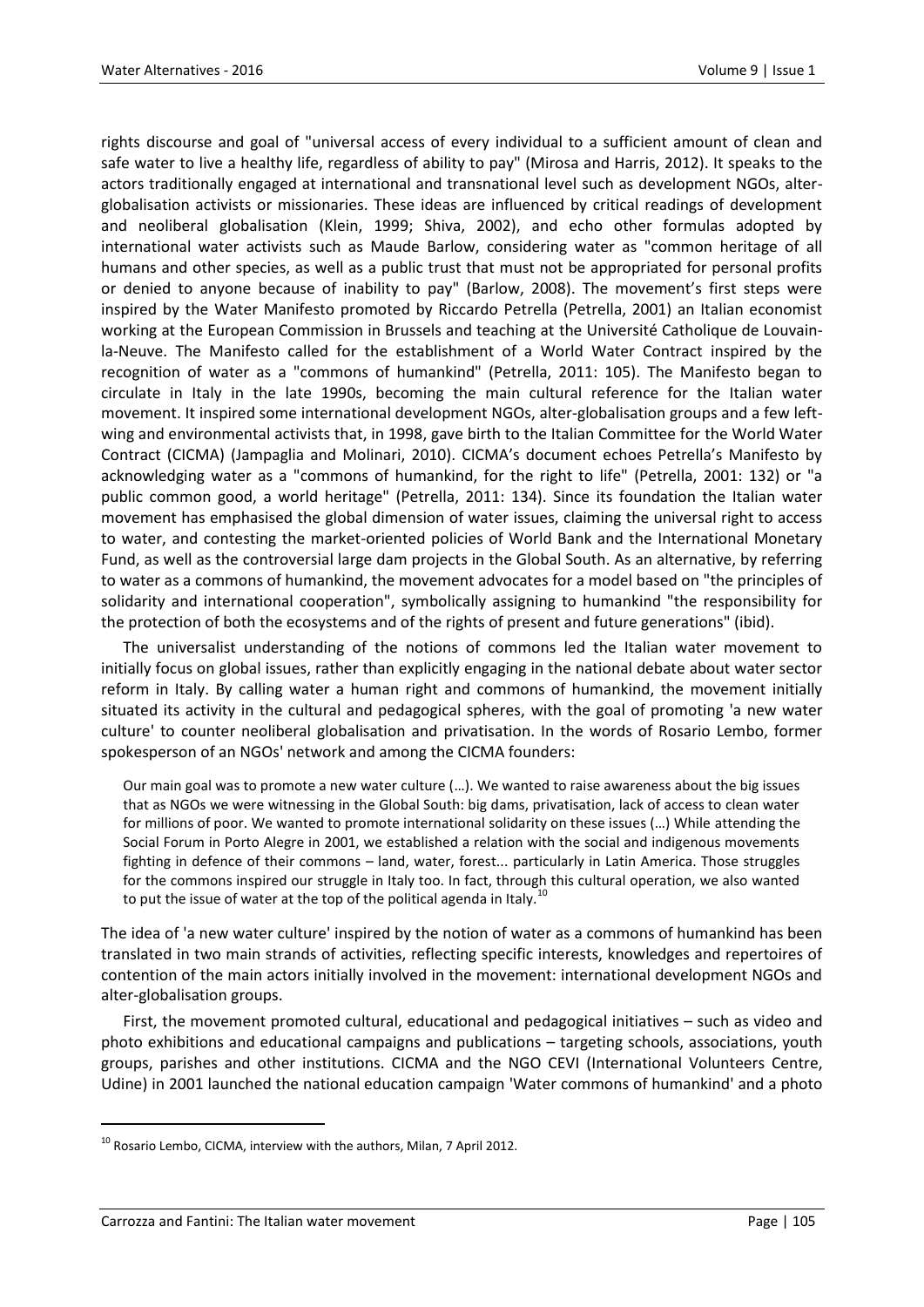rights discourse and goal of "universal access of every individual to a sufficient amount of clean and safe water to live a healthy life, regardless of ability to pay" (Mirosa and Harris, 2012). It speaks to the actors traditionally engaged at international and transnational level such as development NGOs, alter-globalisation activists or missionaries. These ideas are influenced by critical readings of development and neoliberal globalisation (Klein, 1999; Shiva, 2002), and echo other formulas adopted by international water activists such as Maude Barlow, considering water as "common heritage of all humans and other species, as well as a public trust that must not be appropriated for personal profits or denied to anyone because of inability to pay" (Barlow, 2008). The movement's first steps were inspired by the Water Manifesto promoted by Riccardo Petrella (Petrella, 2001) an Italian economist working at the European Commission in Brussels and teaching at the Université Catholique de Louvain-la-Neuve. The Manifesto called for the establishment of a World Water Contract inspired by the recognition of water as a "commons of humankind" (Petrella, 2011: 105). The Manifesto began to circulate in Italy in the late 1990s, becoming the main cultural reference for the Italian water movement. It inspired some international development NGOs, alter-globalisation groups and a few left-wing and environmental activists that, in 1998, gave birth to the Italian Committee for the World Water Contract (CICMA) (Jampaglia and Molinari, 2010). CICMA's document echoes Petrella's Manifesto by acknowledging water as a "commons of humankind, for the right to life" (Petrella, 2001: 132) or "a public common good, a world heritage" (Petrella, 2011: 134). Since its foundation the Italian water movement has emphasised the global dimension of water issues, claiming the universal right to access to water, and contesting the market-oriented policies of World Bank and the International Monetary Fund, as well as the controversial large dam projects in the Global South. As an alternative, by referring to water as a commons of humankind, the movement advocates for a model based on "the principles of solidarity and international cooperation", symbolically assigning to humankind "the responsibility for the protection of both the ecosystems and of the rights of present and future generations" (ibid).

The universalist understanding of the notions of commons led the Italian water movement to initially focus on global issues, rather than explicitly engaging in the national debate about water sector reform in Italy. By calling water a human right and commons of humankind, the movement initially situated its activity in the cultural and pedagogical spheres, with the goal of promoting 'a new water culture' to counter neoliberal globalisation and privatisation. In the words of Rosario Lembo, former spokesperson of an NGOs' network and among the CICMA founders:

> Our main goal was to promote a new water culture (…). We wanted to raise awareness about the big issues that as NGOs we were witnessing in the Global South: big dams, privatisation, lack of access to clean water for millions of poor. We wanted to promote international solidarity on these issues (…) While attending the Social Forum in Porto Alegre in 2001, we established a relation with the social and indigenous movements fighting in defence of their commons – land, water, forest... particularly in Latin America. Those struggles for the commons inspired our struggle in Italy too. In fact, through this cultural operation, we also wanted to put the issue of water at the top of the political agenda in Italy.[10]

The idea of 'a new water culture' inspired by the notion of water as a commons of humankind has been translated in two main strands of activities, reflecting specific interests, knowledges and repertoires of contention of the main actors initially involved in the movement: international development NGOs and alter-globalisation groups.

First, the movement promoted cultural, educational and pedagogical initiatives – such as video and photo exhibitions and educational campaigns and publications – targeting schools, associations, youth groups, parishes and other institutions. CICMA and the NGO CEVI (International Volunteers Centre, Udine) in 2001 launched the national education campaign 'Water commons of humankind' and a photo

[10] Rosario Lembo, CICMA, interview with the authors, Milan, 7 April 2012.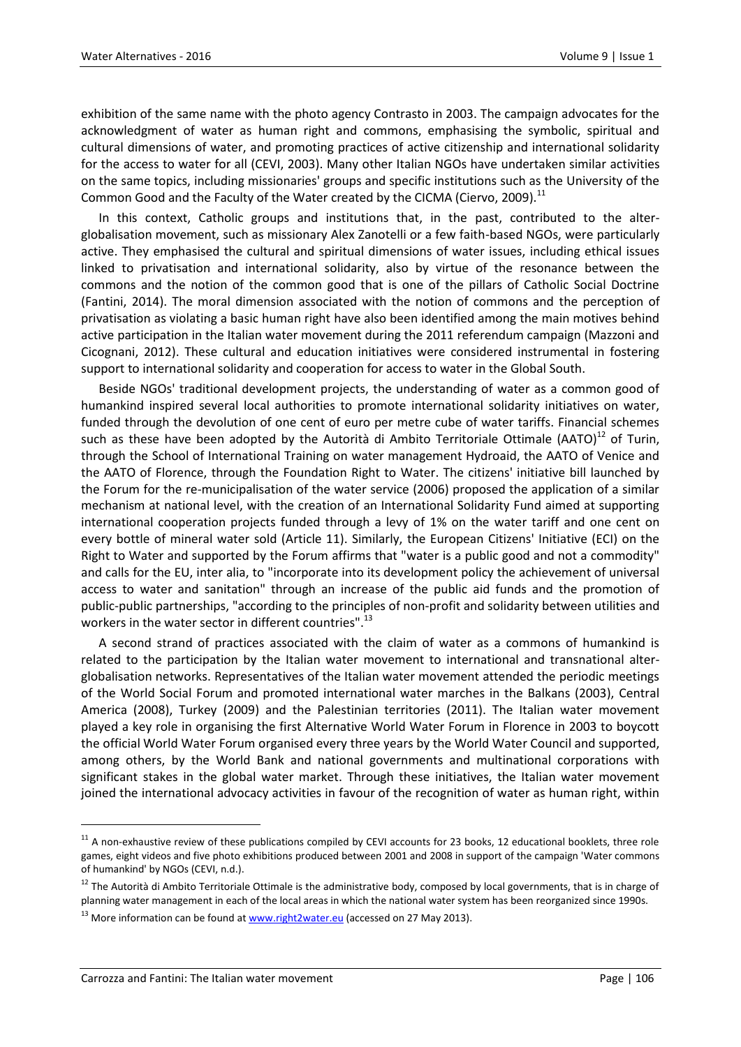exhibition of the same name with the photo agency Contrasto in 2003. The campaign advocates for the acknowledgment of water as human right and commons, emphasising the symbolic, spiritual and cultural dimensions of water, and promoting practices of active citizenship and international solidarity for the access to water for all (CEVI, 2003). Many other Italian NGOs have undertaken similar activities on the same topics, including missionaries' groups and specific institutions such as the University of the Common Good and the Faculty of the Water created by the CICMA (Ciervo, 2009).[11]

In this context, Catholic groups and institutions that, in the past, contributed to the alter-globalisation movement, such as missionary Alex Zanotelli or a few faith-based NGOs, were particularly active. They emphasised the cultural and spiritual dimensions of water issues, including ethical issues linked to privatisation and international solidarity, also by virtue of the resonance between the commons and the notion of the common good that is one of the pillars of Catholic Social Doctrine (Fantini, 2014). The moral dimension associated with the notion of commons and the perception of privatisation as violating a basic human right have also been identified among the main motives behind active participation in the Italian water movement during the 2011 referendum campaign (Mazzoni and Cicognani, 2012). These cultural and education initiatives were considered instrumental in fostering support to international solidarity and cooperation for access to water in the Global South.

Beside NGOs' traditional development projects, the understanding of water as a common good of humankind inspired several local authorities to promote international solidarity initiatives on water, funded through the devolution of one cent of euro per metre cube of water tariffs. Financial schemes such as these have been adopted by the Autorità di Ambito Territoriale Ottimale (AATO)[12] of Turin, through the School of International Training on water management Hydroaid, the AATO of Venice and the AATO of Florence, through the Foundation Right to Water. The citizens' initiative bill launched by the Forum for the re-municipalisation of the water service (2006) proposed the application of a similar mechanism at national level, with the creation of an International Solidarity Fund aimed at supporting international cooperation projects funded through a levy of 1% on the water tariff and one cent on every bottle of mineral water sold (Article 11). Similarly, the European Citizens' Initiative (ECI) on the Right to Water and supported by the Forum affirms that "water is a public good and not a commodity" and calls for the EU, inter alia, to "incorporate into its development policy the achievement of universal access to water and sanitation" through an increase of the public aid funds and the promotion of public-public partnerships, "according to the principles of non-profit and solidarity between utilities and workers in the water sector in different countries".[13]

A second strand of practices associated with the claim of water as a commons of humankind is related to the participation by the Italian water movement to international and transnational alter-globalisation networks. Representatives of the Italian water movement attended the periodic meetings of the World Social Forum and promoted international water marches in the Balkans (2003), Central America (2008), Turkey (2009) and the Palestinian territories (2011). The Italian water movement played a key role in organising the first Alternative World Water Forum in Florence in 2003 to boycott the official World Water Forum organised every three years by the World Water Council and supported, among others, by the World Bank and national governments and multinational corporations with significant stakes in the global water market. Through these initiatives, the Italian water movement joined the international advocacy activities in favour of the recognition of water as human right, within

---

[11] A non-exhaustive review of these publications compiled by CEVI accounts for 23 books, 12 educational booklets, three role games, eight videos and five photo exhibitions produced between 2001 and 2008 in support of the campaign 'Water commons of humankind' by NGOs (CEVI, n.d.).

[12] The Autorità di Ambito Territoriale Ottimale is the administrative body, composed by local governments, that is in charge of planning water management in each of the local areas in which the national water system has been reorganized since 1990s.

[13] More information can be found at www.right2water.eu (accessed on 27 May 2013).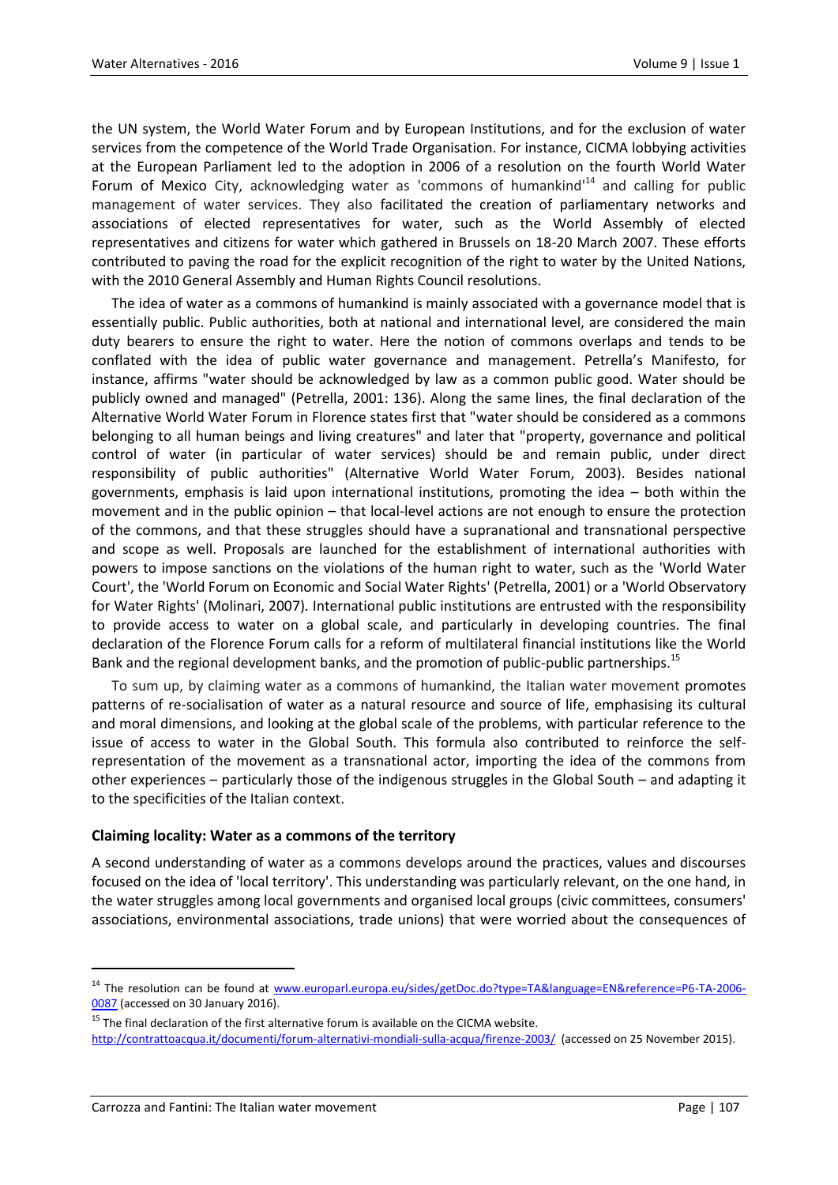the UN system, the World Water Forum and by European Institutions, and for the exclusion of water services from the competence of the World Trade Organisation. For instance, CICMA lobbying activities at the European Parliament led to the adoption in 2006 of a resolution on the fourth World Water Forum of Mexico City, acknowledging water as 'commons of humankind'[14] and calling for public management of water services. They also facilitated the creation of parliamentary networks and associations of elected representatives for water, such as the World Assembly of elected representatives and citizens for water which gathered in Brussels on 18-20 March 2007. These efforts contributed to paving the road for the explicit recognition of the right to water by the United Nations, with the 2010 General Assembly and Human Rights Council resolutions.

The idea of water as a commons of humankind is mainly associated with a governance model that is essentially public. Public authorities, both at national and international level, are considered the main duty bearers to ensure the right to water. Here the notion of commons overlaps and tends to be conflated with the idea of public water governance and management. Petrella's Manifesto, for instance, affirms "water should be acknowledged by law as a common public good. Water should be publicly owned and managed" (Petrella, 2001: 136). Along the same lines, the final declaration of the Alternative World Water Forum in Florence states first that "water should be considered as a commons belonging to all human beings and living creatures" and later that "property, governance and political control of water (in particular of water services) should be and remain public, under direct responsibility of public authorities" (Alternative World Water Forum, 2003). Besides national governments, emphasis is laid upon international institutions, promoting the idea – both within the movement and in the public opinion – that local-level actions are not enough to ensure the protection of the commons, and that these struggles should have a supranational and transnational perspective and scope as well. Proposals are launched for the establishment of international authorities with powers to impose sanctions on the violations of the human right to water, such as the 'World Water Court', the 'World Forum on Economic and Social Water Rights' (Petrella, 2001) or a 'World Observatory for Water Rights' (Molinari, 2007). International public institutions are entrusted with the responsibility to provide access to water on a global scale, and particularly in developing countries. The final declaration of the Florence Forum calls for a reform of multilateral financial institutions like the World Bank and the regional development banks, and the promotion of public-public partnerships.[15]

To sum up, by claiming water as a commons of humankind, the Italian water movement promotes patterns of re-socialisation of water as a natural resource and source of life, emphasising its cultural and moral dimensions, and looking at the global scale of the problems, with particular reference to the issue of access to water in the Global South. This formula also contributed to reinforce the self-representation of the movement as a transnational actor, importing the idea of the commons from other experiences – particularly those of the indigenous struggles in the Global South – and adapting it to the specificities of the Italian context.

### Claiming locality: Water as a commons of the territory

A second understanding of water as a commons develops around the practices, values and discourses focused on the idea of 'local territory'. This understanding was particularly relevant, on the one hand, in the water struggles among local governments and organised local groups (civic committees, consumers' associations, environmental associations, trade unions) that were worried about the consequences of

---

[14] The resolution can be found at www.europarl.europa.eu/sides/getDoc.do?type=TA&language=EN&reference=P6-TA-2006-0087 (accessed on 30 January 2016).

[15] The final declaration of the first alternative forum is available on the CICMA website. http://contrattoacqua.it/documenti/forum-alternativi-mondiali-sulla-acqua/firenze-2003/ (accessed on 25 November 2015).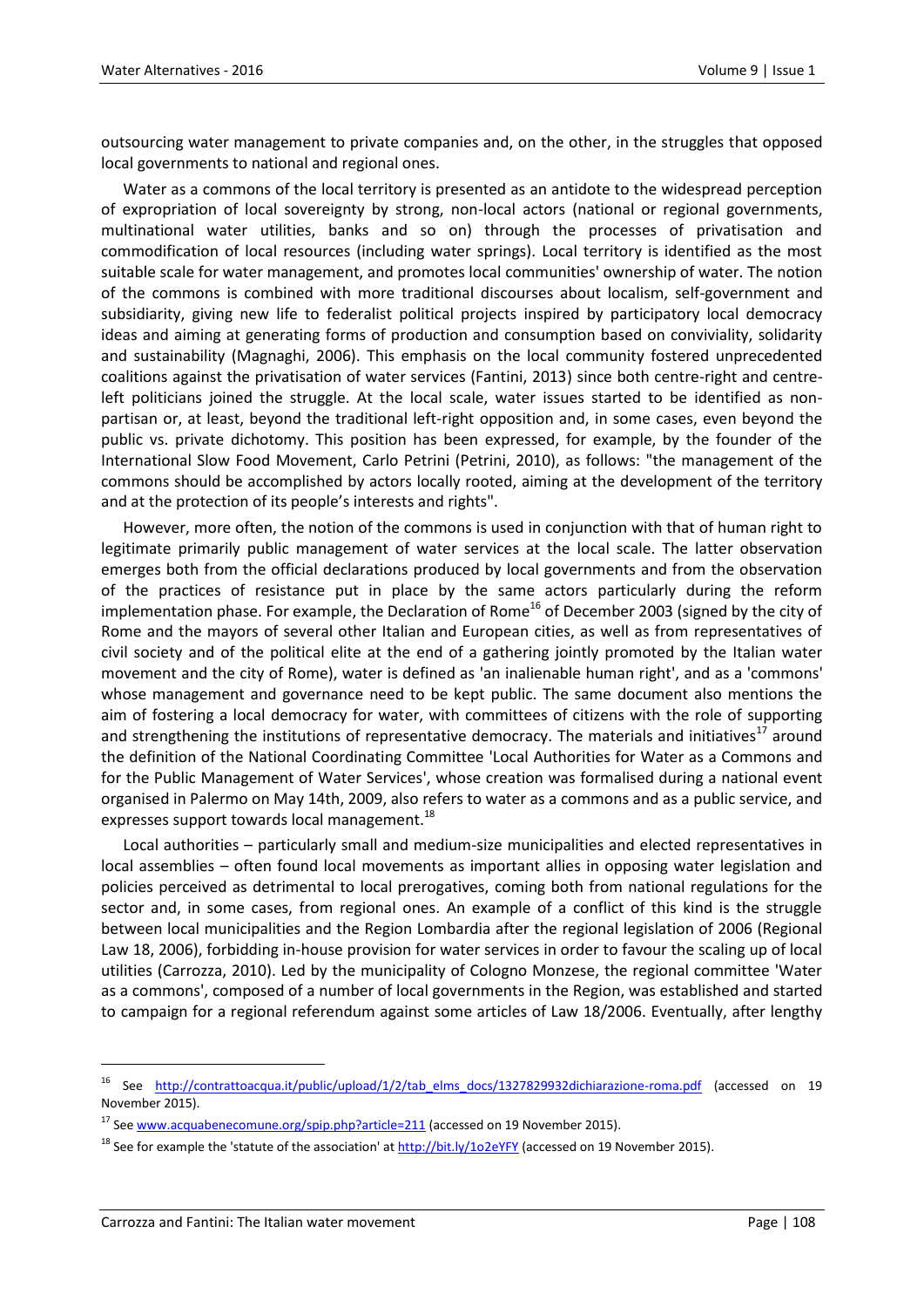outsourcing water management to private companies and, on the other, in the struggles that opposed local governments to national and regional ones.

Water as a commons of the local territory is presented as an antidote to the widespread perception of expropriation of local sovereignty by strong, non-local actors (national or regional governments, multinational water utilities, banks and so on) through the processes of privatisation and commodification of local resources (including water springs). Local territory is identified as the most suitable scale for water management, and promotes local communities' ownership of water. The notion of the commons is combined with more traditional discourses about localism, self-government and subsidiarity, giving new life to federalist political projects inspired by participatory local democracy ideas and aiming at generating forms of production and consumption based on conviviality, solidarity and sustainability (Magnaghi, 2006). This emphasis on the local community fostered unprecedented coalitions against the privatisation of water services (Fantini, 2013) since both centre-right and centre-left politicians joined the struggle. At the local scale, water issues started to be identified as non-partisan or, at least, beyond the traditional left-right opposition and, in some cases, even beyond the public vs. private dichotomy. This position has been expressed, for example, by the founder of the International Slow Food Movement, Carlo Petrini (Petrini, 2010), as follows: "the management of the commons should be accomplished by actors locally rooted, aiming at the development of the territory and at the protection of its people's interests and rights".

However, more often, the notion of the commons is used in conjunction with that of human right to legitimate primarily public management of water services at the local scale. The latter observation emerges both from the official declarations produced by local governments and from the observation of the practices of resistance put in place by the same actors particularly during the reform implementation phase. For example, the Declaration of Rome[16] of December 2003 (signed by the city of Rome and the mayors of several other Italian and European cities, as well as from representatives of civil society and of the political elite at the end of a gathering jointly promoted by the Italian water movement and the city of Rome), water is defined as 'an inalienable human right', and as a 'commons' whose management and governance need to be kept public. The same document also mentions the aim of fostering a local democracy for water, with committees of citizens with the role of supporting and strengthening the institutions of representative democracy. The materials and initiatives[17] around the definition of the National Coordinating Committee 'Local Authorities for Water as a Commons and for the Public Management of Water Services', whose creation was formalised during a national event organised in Palermo on May 14th, 2009, also refers to water as a commons and as a public service, and expresses support towards local management.[18]

Local authorities – particularly small and medium-size municipalities and elected representatives in local assemblies – often found local movements as important allies in opposing water legislation and policies perceived as detrimental to local prerogatives, coming both from national regulations for the sector and, in some cases, from regional ones. An example of a conflict of this kind is the struggle between local municipalities and the Region Lombardia after the regional legislation of 2006 (Regional Law 18, 2006), forbidding in-house provision for water services in order to favour the scaling up of local utilities (Carrozza, 2010). Led by the municipality of Cologno Monzese, the regional committee 'Water as a commons', composed of a number of local governments in the Region, was established and started to campaign for a regional referendum against some articles of Law 18/2006. Eventually, after lengthy

---

[16] See http://contrattoacqua.it/public/upload/1/2/tab_elms_docs/1327829932dichiarazione-roma.pdf (accessed on 19 November 2015).

[17] See www.acquabenecomune.org/spip.php?article=211 (accessed on 19 November 2015).

[18] See for example the 'statute of the association' at http://bit.ly/1o2eYFY (accessed on 19 November 2015).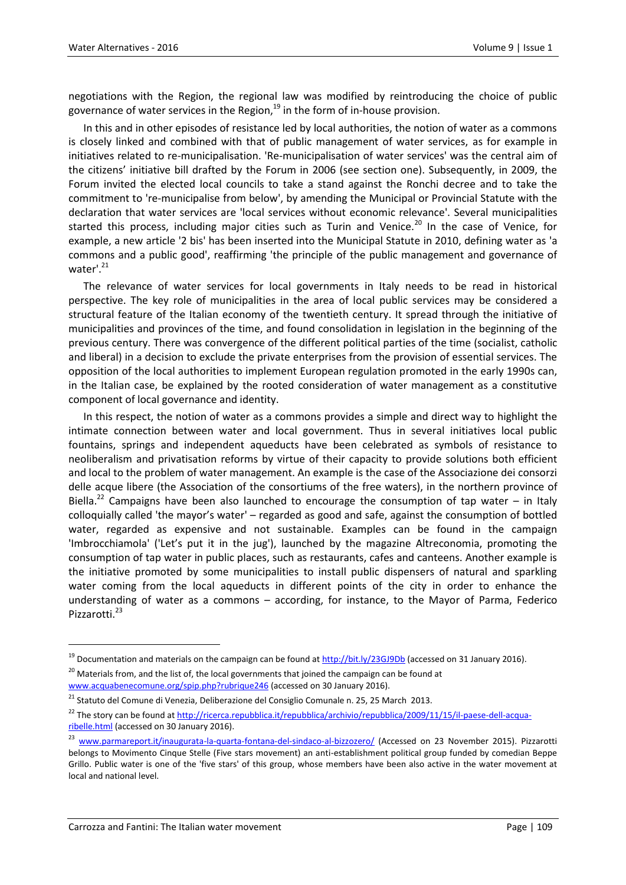negotiations with the Region, the regional law was modified by reintroducing the choice of public governance of water services in the Region,[19] in the form of in-house provision.

In this and in other episodes of resistance led by local authorities, the notion of water as a commons is closely linked and combined with that of public management of water services, as for example in initiatives related to re-municipalisation. 'Re-municipalisation of water services' was the central aim of the citizens' initiative bill drafted by the Forum in 2006 (see section one). Subsequently, in 2009, the Forum invited the elected local councils to take a stand against the Ronchi decree and to take the commitment to 're-municipalise from below', by amending the Municipal or Provincial Statute with the declaration that water services are 'local services without economic relevance'. Several municipalities started this process, including major cities such as Turin and Venice.[20] In the case of Venice, for example, a new article '2 bis' has been inserted into the Municipal Statute in 2010, defining water as 'a commons and a public good', reaffirming 'the principle of the public management and governance of water'.[21]

The relevance of water services for local governments in Italy needs to be read in historical perspective. The key role of municipalities in the area of local public services may be considered a structural feature of the Italian economy of the twentieth century. It spread through the initiative of municipalities and provinces of the time, and found consolidation in legislation in the beginning of the previous century. There was convergence of the different political parties of the time (socialist, catholic and liberal) in a decision to exclude the private enterprises from the provision of essential services. The opposition of the local authorities to implement European regulation promoted in the early 1990s can, in the Italian case, be explained by the rooted consideration of water management as a constitutive component of local governance and identity.

In this respect, the notion of water as a commons provides a simple and direct way to highlight the intimate connection between water and local government. Thus in several initiatives local public fountains, springs and independent aqueducts have been celebrated as symbols of resistance to neoliberalism and privatisation reforms by virtue of their capacity to provide solutions both efficient and local to the problem of water management. An example is the case of the Associazione dei consorzi delle acque libere (the Association of the consortiums of the free waters), in the northern province of Biella.[22] Campaigns have been also launched to encourage the consumption of tap water – in Italy colloquially called 'the mayor's water' – regarded as good and safe, against the consumption of bottled water, regarded as expensive and not sustainable. Examples can be found in the campaign 'Imbrocchiamola' ('Let's put it in the jug'), launched by the magazine Altreconomia, promoting the consumption of tap water in public places, such as restaurants, cafes and canteens. Another example is the initiative promoted by some municipalities to install public dispensers of natural and sparkling water coming from the local aqueducts in different points of the city in order to enhance the understanding of water as a commons – according, for instance, to the Mayor of Parma, Federico Pizzarotti.[23]

---

[19] Documentation and materials on the campaign can be found at http://bit.ly/23GJ9Db (accessed on 31 January 2016).

[20] Materials from, and the list of, the local governments that joined the campaign can be found at www.acquabenecomune.org/spip.php?rubrique246 (accessed on 30 January 2016).

[21] Statuto del Comune di Venezia, Deliberazione del Consiglio Comunale n. 25, 25 March 2013.

[22] The story can be found at http://ricerca.repubblica.it/repubblica/archivio/repubblica/2009/11/15/il-paese-dell-acqua-ribelle.html (accessed on 30 January 2016).

[23] www.parmareport.it/inaugurata-la-quarta-fontana-del-sindaco-al-bizzozero/ (Accessed on 23 November 2015). Pizzarotti belongs to Movimento Cinque Stelle (Five stars movement) an anti-establishment political group funded by comedian Beppe Grillo. Public water is one of the 'five stars' of this group, whose members have been also active in the water movement at local and national level.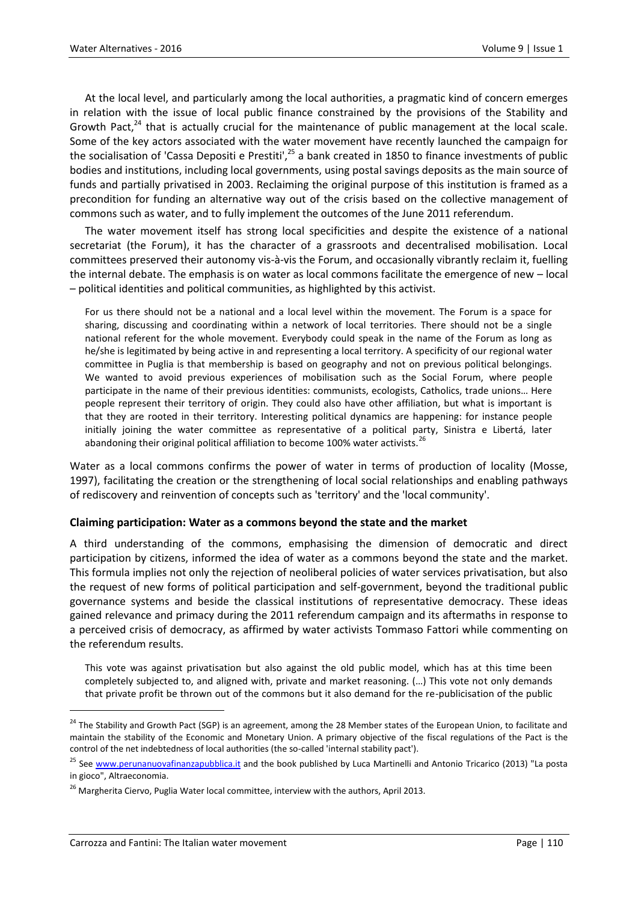At the local level, and particularly among the local authorities, a pragmatic kind of concern emerges in relation with the issue of local public finance constrained by the provisions of the Stability and Growth Pact,[24] that is actually crucial for the maintenance of public management at the local scale. Some of the key actors associated with the water movement have recently launched the campaign for the socialisation of 'Cassa Depositi e Prestiti',[25] a bank created in 1850 to finance investments of public bodies and institutions, including local governments, using postal savings deposits as the main source of funds and partially privatised in 2003. Reclaiming the original purpose of this institution is framed as a precondition for funding an alternative way out of the crisis based on the collective management of commons such as water, and to fully implement the outcomes of the June 2011 referendum.

The water movement itself has strong local specificities and despite the existence of a national secretariat (the Forum), it has the character of a grassroots and decentralised mobilisation. Local committees preserved their autonomy vis-à-vis the Forum, and occasionally vibrantly reclaim it, fuelling the internal debate. The emphasis is on water as local commons facilitate the emergence of new – local – political identities and political communities, as highlighted by this activist.

> For us there should not be a national and a local level within the movement. The Forum is a space for sharing, discussing and coordinating within a network of local territories. There should not be a single national referent for the whole movement. Everybody could speak in the name of the Forum as long as he/she is legitimated by being active in and representing a local territory. A specificity of our regional water committee in Puglia is that membership is based on geography and not on previous political belongings. We wanted to avoid previous experiences of mobilisation such as the Social Forum, where people participate in the name of their previous identities: communists, ecologists, Catholics, trade unions… Here people represent their territory of origin. They could also have other affiliation, but what is important is that they are rooted in their territory. Interesting political dynamics are happening: for instance people initially joining the water committee as representative of a political party, Sinistra e Libertá, later abandoning their original political affiliation to become 100% water activists.[26]

Water as a local commons confirms the power of water in terms of production of locality (Mosse, 1997), facilitating the creation or the strengthening of local social relationships and enabling pathways of rediscovery and reinvention of concepts such as 'territory' and the 'local community'.

### Claiming participation: Water as a commons beyond the state and the market

A third understanding of the commons, emphasising the dimension of democratic and direct participation by citizens, informed the idea of water as a commons beyond the state and the market. This formula implies not only the rejection of neoliberal policies of water services privatisation, but also the request of new forms of political participation and self-government, beyond the traditional public governance systems and beside the classical institutions of representative democracy. These ideas gained relevance and primacy during the 2011 referendum campaign and its aftermaths in response to a perceived crisis of democracy, as affirmed by water activists Tommaso Fattori while commenting on the referendum results.

> This vote was against privatisation but also against the old public model, which has at this time been completely subjected to, and aligned with, private and market reasoning. (…) This vote not only demands that private profit be thrown out of the commons but it also demand for the re-publicisation of the public

---

[24] The Stability and Growth Pact (SGP) is an agreement, among the 28 Member states of the European Union, to facilitate and maintain the stability of the Economic and Monetary Union. A primary objective of the fiscal regulations of the Pact is the control of the net indebtedness of local authorities (the so-called 'internal stability pact').

[25] See www.perunanuovafinanzapubblica.it and the book published by Luca Martinelli and Antonio Tricarico (2013) "La posta in gioco", Altraeconomia.

[26] Margherita Ciervo, Puglia Water local committee, interview with the authors, April 2013.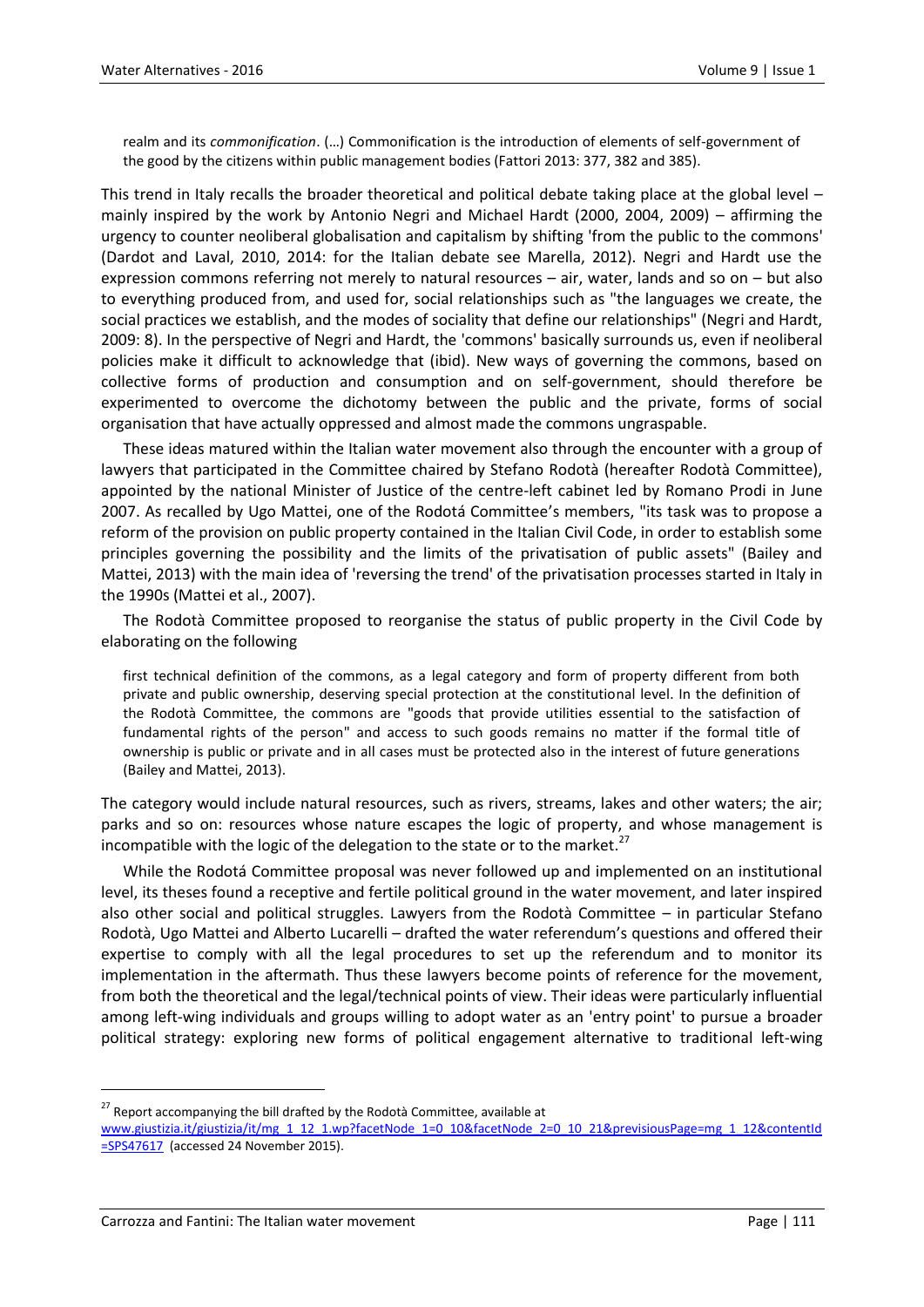> realm and its *commonification*. (…) Commonification is the introduction of elements of self-government of the good by the citizens within public management bodies (Fattori 2013: 377, 382 and 385).

This trend in Italy recalls the broader theoretical and political debate taking place at the global level – mainly inspired by the work by Antonio Negri and Michael Hardt (2000, 2004, 2009) – affirming the urgency to counter neoliberal globalisation and capitalism by shifting 'from the public to the commons' (Dardot and Laval, 2010, 2014: for the Italian debate see Marella, 2012). Negri and Hardt use the expression commons referring not merely to natural resources – air, water, lands and so on – but also to everything produced from, and used for, social relationships such as "the languages we create, the social practices we establish, and the modes of sociality that define our relationships" (Negri and Hardt, 2009: 8). In the perspective of Negri and Hardt, the 'commons' basically surrounds us, even if neoliberal policies make it difficult to acknowledge that (ibid). New ways of governing the commons, based on collective forms of production and consumption and on self-government, should therefore be experimented to overcome the dichotomy between the public and the private, forms of social organisation that have actually oppressed and almost made the commons ungraspable.

These ideas matured within the Italian water movement also through the encounter with a group of lawyers that participated in the Committee chaired by Stefano Rodotà (hereafter Rodotà Committee), appointed by the national Minister of Justice of the centre-left cabinet led by Romano Prodi in June 2007. As recalled by Ugo Mattei, one of the Rodotá Committee's members, "its task was to propose a reform of the provision on public property contained in the Italian Civil Code, in order to establish some principles governing the possibility and the limits of the privatisation of public assets" (Bailey and Mattei, 2013) with the main idea of 'reversing the trend' of the privatisation processes started in Italy in the 1990s (Mattei et al., 2007).

The Rodotà Committee proposed to reorganise the status of public property in the Civil Code by elaborating on the following

> first technical definition of the commons, as a legal category and form of property different from both private and public ownership, deserving special protection at the constitutional level. In the definition of the Rodotà Committee, the commons are "goods that provide utilities essential to the satisfaction of fundamental rights of the person" and access to such goods remains no matter if the formal title of ownership is public or private and in all cases must be protected also in the interest of future generations (Bailey and Mattei, 2013).

The category would include natural resources, such as rivers, streams, lakes and other waters; the air; parks and so on: resources whose nature escapes the logic of property, and whose management is incompatible with the logic of the delegation to the state or to the market.[27]

While the Rodotá Committee proposal was never followed up and implemented on an institutional level, its theses found a receptive and fertile political ground in the water movement, and later inspired also other social and political struggles. Lawyers from the Rodotà Committee – in particular Stefano Rodotà, Ugo Mattei and Alberto Lucarelli – drafted the water referendum's questions and offered their expertise to comply with all the legal procedures to set up the referendum and to monitor its implementation in the aftermath. Thus these lawyers become points of reference for the movement, from both the theoretical and the legal/technical points of view. Their ideas were particularly influential among left-wing individuals and groups willing to adopt water as an 'entry point' to pursue a broader political strategy: exploring new forms of political engagement alternative to traditional left-wing

[27] Report accompanying the bill drafted by the Rodotà Committee, available at www.giustizia.it/giustizia/it/mg_1_12_1.wp?facetNode_1=0_10&facetNode_2=0_10_21&previsiousPage=mg_1_12&contentId=SPS47617 (accessed 24 November 2015).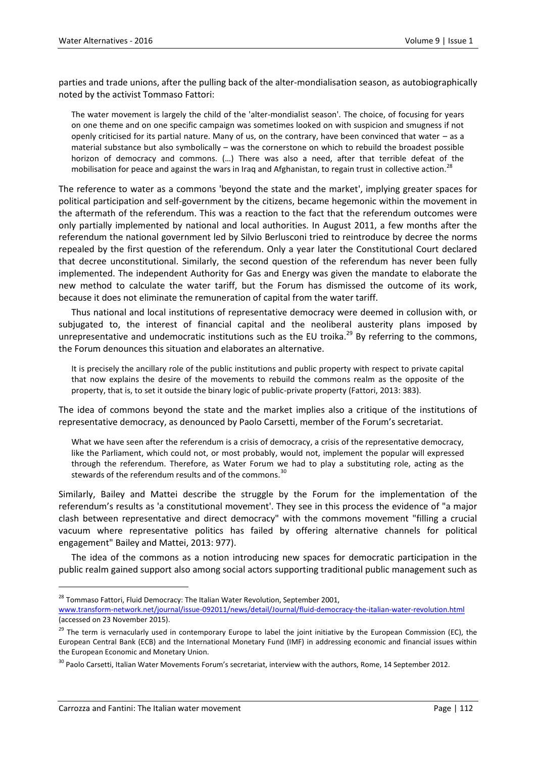parties and trade unions, after the pulling back of the alter-mondialisation season, as autobiographically noted by the activist Tommaso Fattori:

> The water movement is largely the child of the 'alter-mondialist season'. The choice, of focusing for years on one theme and on one specific campaign was sometimes looked on with suspicion and smugness if not openly criticised for its partial nature. Many of us, on the contrary, have been convinced that water – as a material substance but also symbolically – was the cornerstone on which to rebuild the broadest possible horizon of democracy and commons. (…) There was also a need, after that terrible defeat of the mobilisation for peace and against the wars in Iraq and Afghanistan, to regain trust in collective action.[28]

The reference to water as a commons 'beyond the state and the market', implying greater spaces for political participation and self-government by the citizens, became hegemonic within the movement in the aftermath of the referendum. This was a reaction to the fact that the referendum outcomes were only partially implemented by national and local authorities. In August 2011, a few months after the referendum the national government led by Silvio Berlusconi tried to reintroduce by decree the norms repealed by the first question of the referendum. Only a year later the Constitutional Court declared that decree unconstitutional. Similarly, the second question of the referendum has never been fully implemented. The independent Authority for Gas and Energy was given the mandate to elaborate the new method to calculate the water tariff, but the Forum has dismissed the outcome of its work, because it does not eliminate the remuneration of capital from the water tariff.

Thus national and local institutions of representative democracy were deemed in collusion with, or subjugated to, the interest of financial capital and the neoliberal austerity plans imposed by unrepresentative and undemocratic institutions such as the EU troika.[29] By referring to the commons, the Forum denounces this situation and elaborates an alternative.

> It is precisely the ancillary role of the public institutions and public property with respect to private capital that now explains the desire of the movements to rebuild the commons realm as the opposite of the property, that is, to set it outside the binary logic of public-private property (Fattori, 2013: 383).

The idea of commons beyond the state and the market implies also a critique of the institutions of representative democracy, as denounced by Paolo Carsetti, member of the Forum's secretariat.

> What we have seen after the referendum is a crisis of democracy, a crisis of the representative democracy, like the Parliament, which could not, or most probably, would not, implement the popular will expressed through the referendum. Therefore, as Water Forum we had to play a substituting role, acting as the stewards of the referendum results and of the commons.[30]

Similarly, Bailey and Mattei describe the struggle by the Forum for the implementation of the referendum's results as 'a constitutional movement'. They see in this process the evidence of "a major clash between representative and direct democracy" with the commons movement "filling a crucial vacuum where representative politics has failed by offering alternative channels for political engagement" Bailey and Mattei, 2013: 977).

The idea of the commons as a notion introducing new spaces for democratic participation in the public realm gained support also among social actors supporting traditional public management such as

---

[28] Tommaso Fattori, Fluid Democracy: The Italian Water Revolution, September 2001, www.transform-network.net/journal/issue-092011/news/detail/Journal/fluid-democracy-the-italian-water-revolution.html (accessed on 23 November 2015).

[29] The term is vernacularly used in contemporary Europe to label the joint initiative by the European Commission (EC), the European Central Bank (ECB) and the International Monetary Fund (IMF) in addressing economic and financial issues within the European Economic and Monetary Union.

[30] Paolo Carsetti, Italian Water Movements Forum's secretariat, interview with the authors, Rome, 14 September 2012.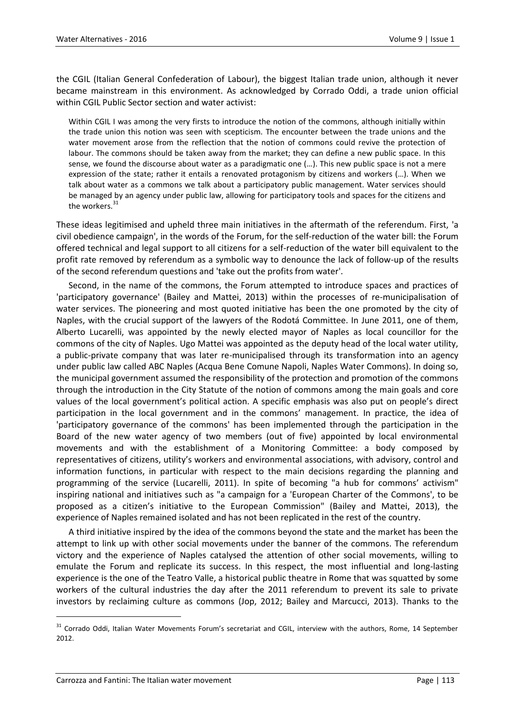the CGIL (Italian General Confederation of Labour), the biggest Italian trade union, although it never became mainstream in this environment. As acknowledged by Corrado Oddi, a trade union official within CGIL Public Sector section and water activist:

> Within CGIL I was among the very firsts to introduce the notion of the commons, although initially within the trade union this notion was seen with scepticism. The encounter between the trade unions and the water movement arose from the reflection that the notion of commons could revive the protection of labour. The commons should be taken away from the market; they can define a new public space. In this sense, we found the discourse about water as a paradigmatic one (…). This new public space is not a mere expression of the state; rather it entails a renovated protagonism by citizens and workers (…). When we talk about water as a commons we talk about a participatory public management. Water services should be managed by an agency under public law, allowing for participatory tools and spaces for the citizens and the workers.[31]

These ideas legitimised and upheld three main initiatives in the aftermath of the referendum. First, 'a civil obedience campaign', in the words of the Forum, for the self-reduction of the water bill: the Forum offered technical and legal support to all citizens for a self-reduction of the water bill equivalent to the profit rate removed by referendum as a symbolic way to denounce the lack of follow-up of the results of the second referendum questions and 'take out the profits from water'.

Second, in the name of the commons, the Forum attempted to introduce spaces and practices of 'participatory governance' (Bailey and Mattei, 2013) within the processes of re-municipalisation of water services. The pioneering and most quoted initiative has been the one promoted by the city of Naples, with the crucial support of the lawyers of the Rodotá Committee. In June 2011, one of them, Alberto Lucarelli, was appointed by the newly elected mayor of Naples as local councillor for the commons of the city of Naples. Ugo Mattei was appointed as the deputy head of the local water utility, a public-private company that was later re-municipalised through its transformation into an agency under public law called ABC Naples (Acqua Bene Comune Napoli, Naples Water Commons). In doing so, the municipal government assumed the responsibility of the protection and promotion of the commons through the introduction in the City Statute of the notion of commons among the main goals and core values of the local government's political action. A specific emphasis was also put on people's direct participation in the local government and in the commons' management. In practice, the idea of 'participatory governance of the commons' has been implemented through the participation in the Board of the new water agency of two members (out of five) appointed by local environmental movements and with the establishment of a Monitoring Committee: a body composed by representatives of citizens, utility's workers and environmental associations, with advisory, control and information functions, in particular with respect to the main decisions regarding the planning and programming of the service (Lucarelli, 2011). In spite of becoming "a hub for commons' activism" inspiring national and initiatives such as "a campaign for a 'European Charter of the Commons', to be proposed as a citizen's initiative to the European Commission" (Bailey and Mattei, 2013), the experience of Naples remained isolated and has not been replicated in the rest of the country.

A third initiative inspired by the idea of the commons beyond the state and the market has been the attempt to link up with other social movements under the banner of the commons. The referendum victory and the experience of Naples catalysed the attention of other social movements, willing to emulate the Forum and replicate its success. In this respect, the most influential and long-lasting experience is the one of the Teatro Valle, a historical public theatre in Rome that was squatted by some workers of the cultural industries the day after the 2011 referendum to prevent its sale to private investors by reclaiming culture as commons (Jop, 2012; Bailey and Marcucci, 2013). Thanks to the

---

[31] Corrado Oddi, Italian Water Movements Forum's secretariat and CGIL, interview with the authors, Rome, 14 September 2012.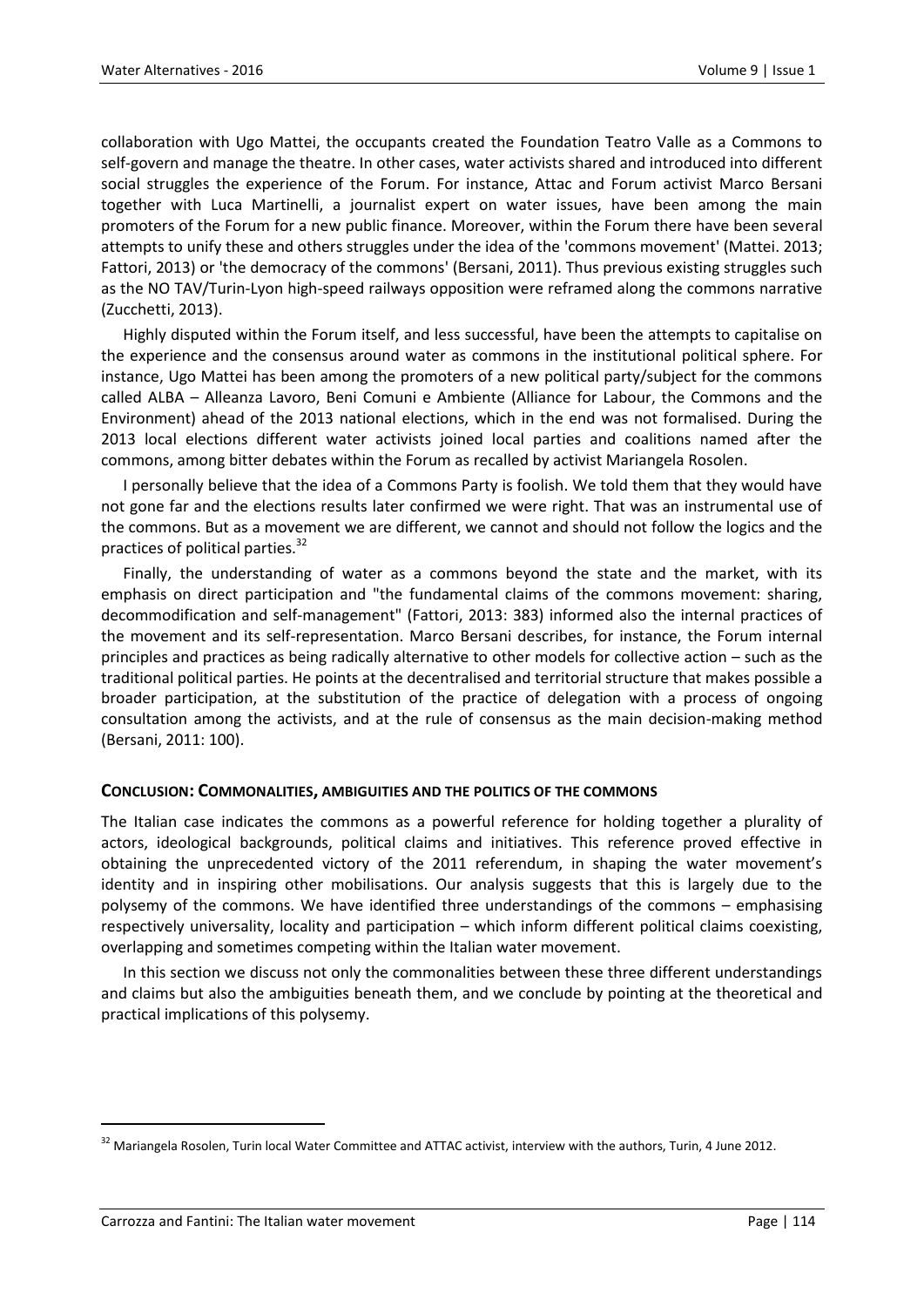collaboration with Ugo Mattei, the occupants created the Foundation Teatro Valle as a Commons to self-govern and manage the theatre. In other cases, water activists shared and introduced into different social struggles the experience of the Forum. For instance, Attac and Forum activist Marco Bersani together with Luca Martinelli, a journalist expert on water issues, have been among the main promoters of the Forum for a new public finance. Moreover, within the Forum there have been several attempts to unify these and others struggles under the idea of the 'commons movement' (Mattei. 2013; Fattori, 2013) or 'the democracy of the commons' (Bersani, 2011). Thus previous existing struggles such as the NO TAV/Turin-Lyon high-speed railways opposition were reframed along the commons narrative (Zucchetti, 2013).

Highly disputed within the Forum itself, and less successful, have been the attempts to capitalise on the experience and the consensus around water as commons in the institutional political sphere. For instance, Ugo Mattei has been among the promoters of a new political party/subject for the commons called ALBA – Alleanza Lavoro, Beni Comuni e Ambiente (Alliance for Labour, the Commons and the Environment) ahead of the 2013 national elections, which in the end was not formalised. During the 2013 local elections different water activists joined local parties and coalitions named after the commons, among bitter debates within the Forum as recalled by activist Mariangela Rosolen.

I personally believe that the idea of a Commons Party is foolish. We told them that they would have not gone far and the elections results later confirmed we were right. That was an instrumental use of the commons. But as a movement we are different, we cannot and should not follow the logics and the practices of political parties.[32]

Finally, the understanding of water as a commons beyond the state and the market, with its emphasis on direct participation and "the fundamental claims of the commons movement: sharing, decommodification and self-management" (Fattori, 2013: 383) informed also the internal practices of the movement and its self-representation. Marco Bersani describes, for instance, the Forum internal principles and practices as being radically alternative to other models for collective action – such as the traditional political parties. He points at the decentralised and territorial structure that makes possible a broader participation, at the substitution of the practice of delegation with a process of ongoing consultation among the activists, and at the rule of consensus as the main decision-making method (Bersani, 2011: 100).

## Conclusion: Commonalities, ambiguities and the politics of the commons

The Italian case indicates the commons as a powerful reference for holding together a plurality of actors, ideological backgrounds, political claims and initiatives. This reference proved effective in obtaining the unprecedented victory of the 2011 referendum, in shaping the water movement's identity and in inspiring other mobilisations. Our analysis suggests that this is largely due to the polysemy of the commons. We have identified three understandings of the commons – emphasising respectively universality, locality and participation – which inform different political claims coexisting, overlapping and sometimes competing within the Italian water movement.

In this section we discuss not only the commonalities between these three different understandings and claims but also the ambiguities beneath them, and we conclude by pointing at the theoretical and practical implications of this polysemy.

[32] Mariangela Rosolen, Turin local Water Committee and ATTAC activist, interview with the authors, Turin, 4 June 2012.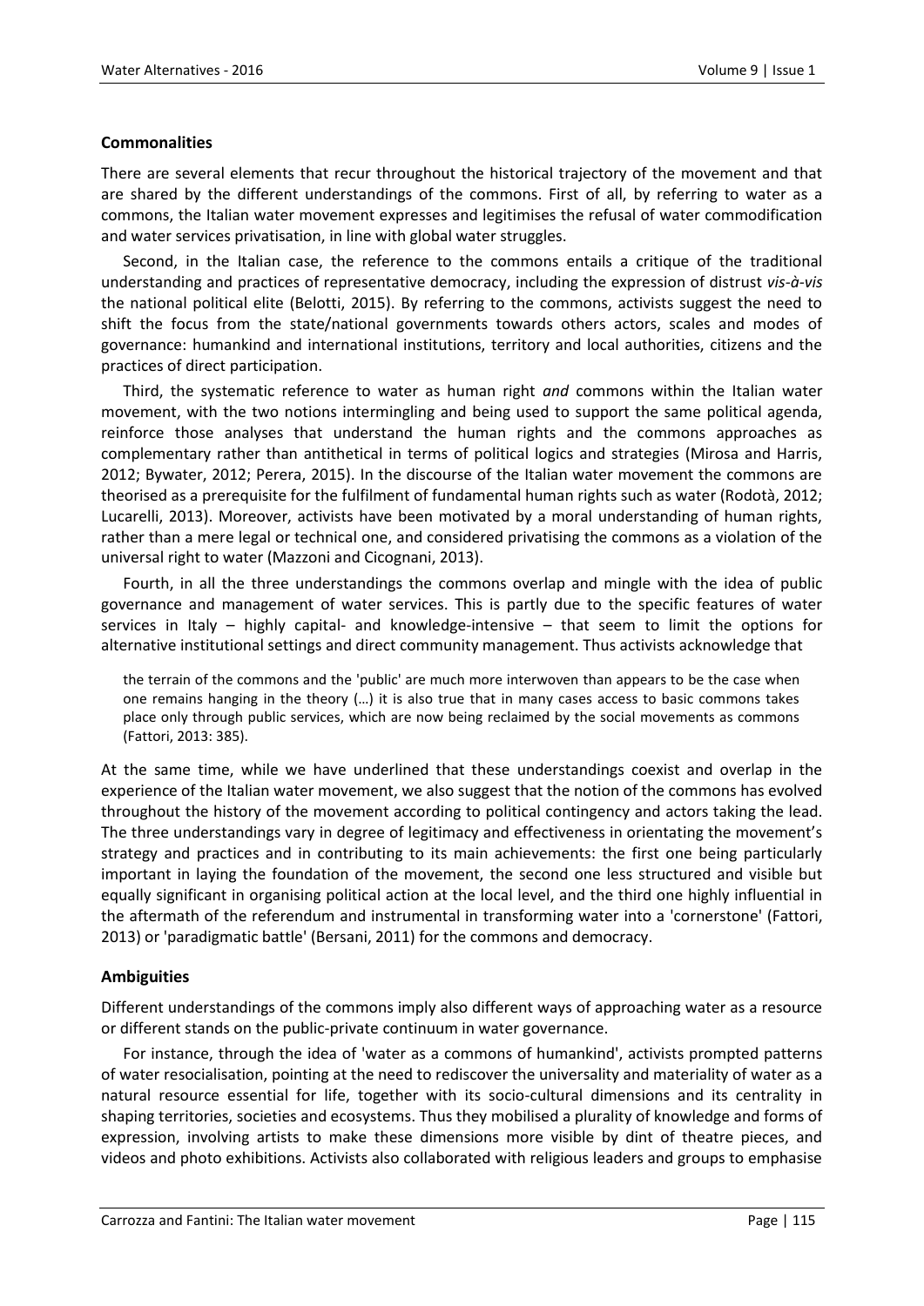### Commonalities

There are several elements that recur throughout the historical trajectory of the movement and that are shared by the different understandings of the commons. First of all, by referring to water as a commons, the Italian water movement expresses and legitimises the refusal of water commodification and water services privatisation, in line with global water struggles.

Second, in the Italian case, the reference to the commons entails a critique of the traditional understanding and practices of representative democracy, including the expression of distrust *vis-à-vis* the national political elite (Belotti, 2015). By referring to the commons, activists suggest the need to shift the focus from the state/national governments towards others actors, scales and modes of governance: humankind and international institutions, territory and local authorities, citizens and the practices of direct participation.

Third, the systematic reference to water as human right *and* commons within the Italian water movement, with the two notions intermingling and being used to support the same political agenda, reinforce those analyses that understand the human rights and the commons approaches as complementary rather than antithetical in terms of political logics and strategies (Mirosa and Harris, 2012; Bywater, 2012; Perera, 2015). In the discourse of the Italian water movement the commons are theorised as a prerequisite for the fulfilment of fundamental human rights such as water (Rodotà, 2012; Lucarelli, 2013). Moreover, activists have been motivated by a moral understanding of human rights, rather than a mere legal or technical one, and considered privatising the commons as a violation of the universal right to water (Mazzoni and Cicognani, 2013).

Fourth, in all the three understandings the commons overlap and mingle with the idea of public governance and management of water services. This is partly due to the specific features of water services in Italy – highly capital- and knowledge-intensive – that seem to limit the options for alternative institutional settings and direct community management. Thus activists acknowledge that

> the terrain of the commons and the 'public' are much more interwoven than appears to be the case when one remains hanging in the theory (…) it is also true that in many cases access to basic commons takes place only through public services, which are now being reclaimed by the social movements as commons (Fattori, 2013: 385).

At the same time, while we have underlined that these understandings coexist and overlap in the experience of the Italian water movement, we also suggest that the notion of the commons has evolved throughout the history of the movement according to political contingency and actors taking the lead. The three understandings vary in degree of legitimacy and effectiveness in orientating the movement's strategy and practices and in contributing to its main achievements: the first one being particularly important in laying the foundation of the movement, the second one less structured and visible but equally significant in organising political action at the local level, and the third one highly influential in the aftermath of the referendum and instrumental in transforming water into a 'cornerstone' (Fattori, 2013) or 'paradigmatic battle' (Bersani, 2011) for the commons and democracy.

### Ambiguities

Different understandings of the commons imply also different ways of approaching water as a resource or different stands on the public-private continuum in water governance.

For instance, through the idea of 'water as a commons of humankind', activists prompted patterns of water resocialisation, pointing at the need to rediscover the universality and materiality of water as a natural resource essential for life, together with its socio-cultural dimensions and its centrality in shaping territories, societies and ecosystems. Thus they mobilised a plurality of knowledge and forms of expression, involving artists to make these dimensions more visible by dint of theatre pieces, and videos and photo exhibitions. Activists also collaborated with religious leaders and groups to emphasise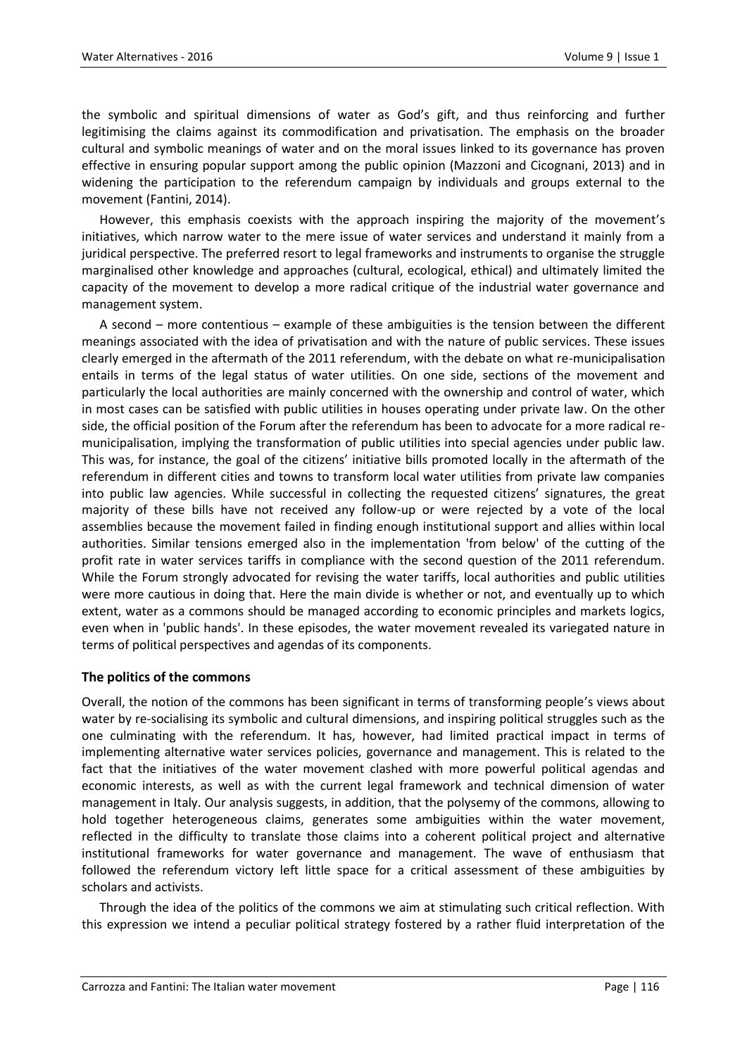the symbolic and spiritual dimensions of water as God's gift, and thus reinforcing and further legitimising the claims against its commodification and privatisation. The emphasis on the broader cultural and symbolic meanings of water and on the moral issues linked to its governance has proven effective in ensuring popular support among the public opinion (Mazzoni and Cicognani, 2013) and in widening the participation to the referendum campaign by individuals and groups external to the movement (Fantini, 2014).

However, this emphasis coexists with the approach inspiring the majority of the movement's initiatives, which narrow water to the mere issue of water services and understand it mainly from a juridical perspective. The preferred resort to legal frameworks and instruments to organise the struggle marginalised other knowledge and approaches (cultural, ecological, ethical) and ultimately limited the capacity of the movement to develop a more radical critique of the industrial water governance and management system.

A second – more contentious – example of these ambiguities is the tension between the different meanings associated with the idea of privatisation and with the nature of public services. These issues clearly emerged in the aftermath of the 2011 referendum, with the debate on what re-municipalisation entails in terms of the legal status of water utilities. On one side, sections of the movement and particularly the local authorities are mainly concerned with the ownership and control of water, which in most cases can be satisfied with public utilities in houses operating under private law. On the other side, the official position of the Forum after the referendum has been to advocate for a more radical re-municipalisation, implying the transformation of public utilities into special agencies under public law. This was, for instance, the goal of the citizens' initiative bills promoted locally in the aftermath of the referendum in different cities and towns to transform local water utilities from private law companies into public law agencies. While successful in collecting the requested citizens' signatures, the great majority of these bills have not received any follow-up or were rejected by a vote of the local assemblies because the movement failed in finding enough institutional support and allies within local authorities. Similar tensions emerged also in the implementation 'from below' of the cutting of the profit rate in water services tariffs in compliance with the second question of the 2011 referendum. While the Forum strongly advocated for revising the water tariffs, local authorities and public utilities were more cautious in doing that. Here the main divide is whether or not, and eventually up to which extent, water as a commons should be managed according to economic principles and markets logics, even when in 'public hands'. In these episodes, the water movement revealed its variegated nature in terms of political perspectives and agendas of its components.

## The politics of the commons

Overall, the notion of the commons has been significant in terms of transforming people's views about water by re-socialising its symbolic and cultural dimensions, and inspiring political struggles such as the one culminating with the referendum. It has, however, had limited practical impact in terms of implementing alternative water services policies, governance and management. This is related to the fact that the initiatives of the water movement clashed with more powerful political agendas and economic interests, as well as with the current legal framework and technical dimension of water management in Italy. Our analysis suggests, in addition, that the polysemy of the commons, allowing to hold together heterogeneous claims, generates some ambiguities within the water movement, reflected in the difficulty to translate those claims into a coherent political project and alternative institutional frameworks for water governance and management. The wave of enthusiasm that followed the referendum victory left little space for a critical assessment of these ambiguities by scholars and activists.

Through the idea of the politics of the commons we aim at stimulating such critical reflection. With this expression we intend a peculiar political strategy fostered by a rather fluid interpretation of the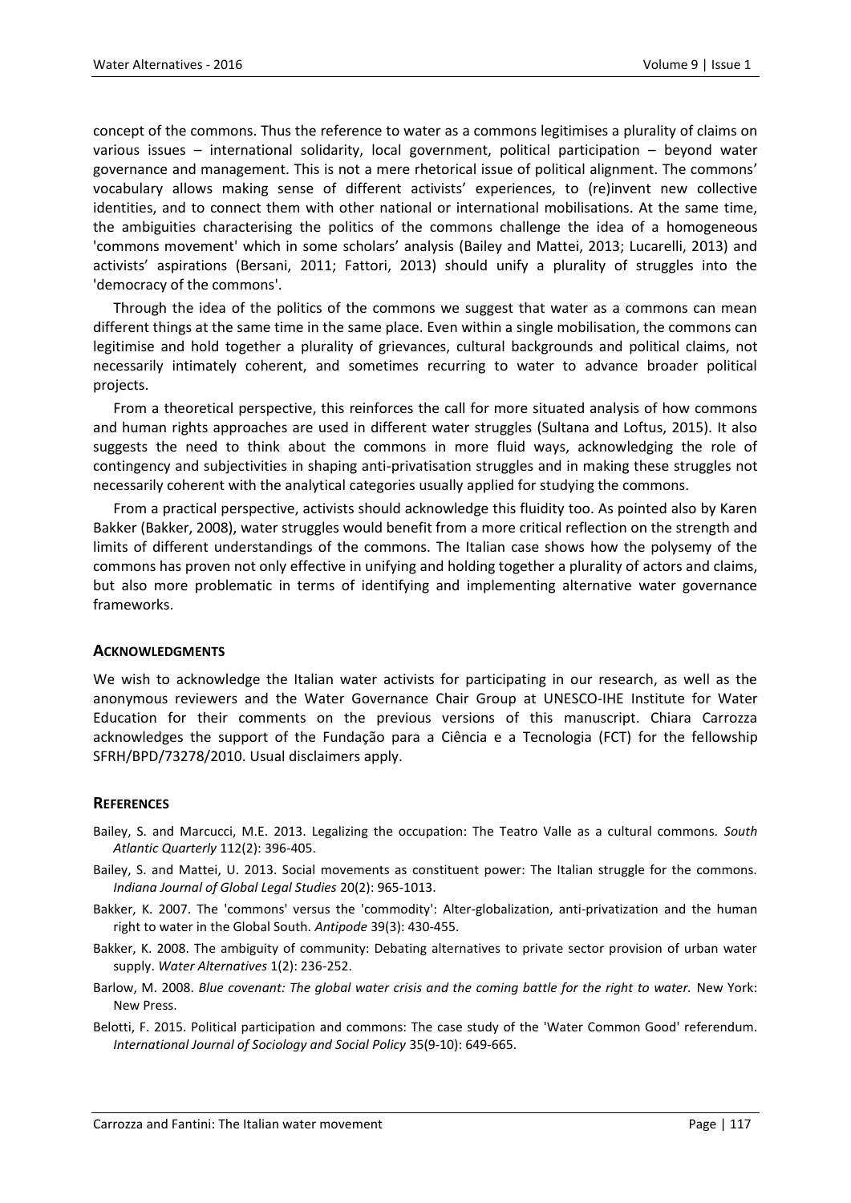concept of the commons. Thus the reference to water as a commons legitimises a plurality of claims on various issues – international solidarity, local government, political participation – beyond water governance and management. This is not a mere rhetorical issue of political alignment. The commons' vocabulary allows making sense of different activists' experiences, to (re)invent new collective identities, and to connect them with other national or international mobilisations. At the same time, the ambiguities characterising the politics of the commons challenge the idea of a homogeneous 'commons movement' which in some scholars' analysis (Bailey and Mattei, 2013; Lucarelli, 2013) and activists' aspirations (Bersani, 2011; Fattori, 2013) should unify a plurality of struggles into the 'democracy of the commons'.

Through the idea of the politics of the commons we suggest that water as a commons can mean different things at the same time in the same place. Even within a single mobilisation, the commons can legitimise and hold together a plurality of grievances, cultural backgrounds and political claims, not necessarily intimately coherent, and sometimes recurring to water to advance broader political projects.

From a theoretical perspective, this reinforces the call for more situated analysis of how commons and human rights approaches are used in different water struggles (Sultana and Loftus, 2015). It also suggests the need to think about the commons in more fluid ways, acknowledging the role of contingency and subjectivities in shaping anti-privatisation struggles and in making these struggles not necessarily coherent with the analytical categories usually applied for studying the commons.

From a practical perspective, activists should acknowledge this fluidity too. As pointed also by Karen Bakker (Bakker, 2008), water struggles would benefit from a more critical reflection on the strength and limits of different understandings of the commons. The Italian case shows how the polysemy of the commons has proven not only effective in unifying and holding together a plurality of actors and claims, but also more problematic in terms of identifying and implementing alternative water governance frameworks.

## ACKNOWLEDGMENTS

We wish to acknowledge the Italian water activists for participating in our research, as well as the anonymous reviewers and the Water Governance Chair Group at UNESCO-IHE Institute for Water Education for their comments on the previous versions of this manuscript. Chiara Carrozza acknowledges the support of the Fundação para a Ciência e a Tecnologia (FCT) for the fellowship SFRH/BPD/73278/2010. Usual disclaimers apply.

## REFERENCES

Bailey, S. and Marcucci, M.E. 2013. Legalizing the occupation: The Teatro Valle as a cultural commons. *South Atlantic Quarterly* 112(2): 396-405.

Bailey, S. and Mattei, U. 2013. Social movements as constituent power: The Italian struggle for the commons. *Indiana Journal of Global Legal Studies* 20(2): 965-1013.

Bakker, K. 2007. The 'commons' versus the 'commodity': Alter-globalization, anti-privatization and the human right to water in the Global South. *Antipode* 39(3): 430-455.

Bakker, K. 2008. The ambiguity of community: Debating alternatives to private sector provision of urban water supply. *Water Alternatives* 1(2): 236-252.

Barlow, M. 2008. *Blue covenant: The global water crisis and the coming battle for the right to water.* New York: New Press.

Belotti, F. 2015. Political participation and commons: The case study of the 'Water Common Good' referendum. *International Journal of Sociology and Social Policy* 35(9-10): 649-665.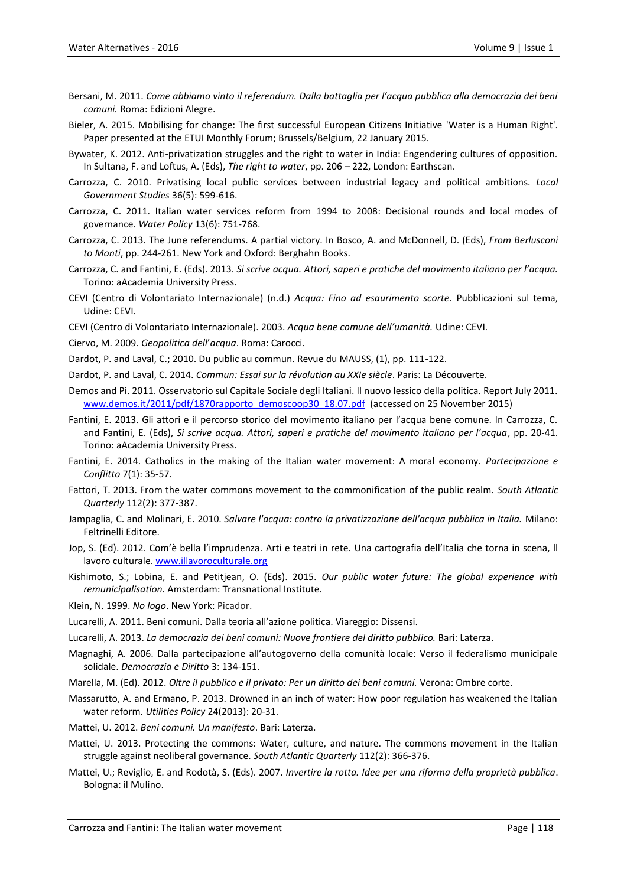Bersani, M. 2011. *Come abbiamo vinto il referendum. Dalla battaglia per l'acqua pubblica alla democrazia dei beni comuni.* Roma: Edizioni Alegre.

Bieler, A. 2015. Mobilising for change: The first successful European Citizens Initiative 'Water is a Human Right'. Paper presented at the ETUI Monthly Forum; Brussels/Belgium, 22 January 2015.

Bywater, K. 2012. Anti-privatization struggles and the right to water in India: Engendering cultures of opposition. In Sultana, F. and Loftus, A. (Eds), *The right to water*, pp. 206 – 222, London: Earthscan.

Carrozza, C. 2010. Privatising local public services between industrial legacy and political ambitions. *Local Government Studies* 36(5): 599-616.

Carrozza, C. 2011. Italian water services reform from 1994 to 2008: Decisional rounds and local modes of governance. *Water Policy* 13(6): 751-768.

Carrozza, C. 2013. The June referendums. A partial victory. In Bosco, A. and McDonnell, D. (Eds), *From Berlusconi to Monti*, pp. 244-261. New York and Oxford: Berghahn Books.

Carrozza, C. and Fantini, E. (Eds). 2013. *Si scrive acqua. Attori, saperi e pratiche del movimento italiano per l'acqua.* Torino: aAcademia University Press.

CEVI (Centro di Volontariato Internazionale) (n.d.) *Acqua: Fino ad esaurimento scorte.* Pubblicazioni sul tema, Udine: CEVI.

CEVI (Centro di Volontariato Internazionale). 2003. *Acqua bene comune dell'umanità.* Udine: CEVI.

Ciervo, M. 2009. *Geopolitica dell'acqua*. Roma: Carocci.

Dardot, P. and Laval, C.; 2010. Du public au commun. Revue du MAUSS, (1), pp. 111-122.

Dardot, P. and Laval, C. 2014. *Commun: Essai sur la révolution au XXIe siècle*. Paris: La Découverte.

Demos and Pi. 2011. Osservatorio sul Capitale Sociale degli Italiani. Il nuovo lessico della politica. Report July 2011. www.demos.it/2011/pdf/1870rapporto_demoscoop30_18.07.pdf (accessed on 25 November 2015)

Fantini, E. 2013. Gli attori e il percorso storico del movimento italiano per l'acqua bene comune. In Carrozza, C. and Fantini, E. (Eds), *Si scrive acqua. Attori, saperi e pratiche del movimento italiano per l'acqua*, pp. 20-41. Torino: aAcademia University Press.

Fantini, E. 2014. Catholics in the making of the Italian water movement: A moral economy. *Partecipazione e Conflitto* 7(1): 35-57.

Fattori, T. 2013. From the water commons movement to the commonification of the public realm. *South Atlantic Quarterly* 112(2): 377-387.

Jampaglia, C. and Molinari, E. 2010. *Salvare l'acqua: contro la privatizzazione dell'acqua pubblica in Italia.* Milano: Feltrinelli Editore.

Jop, S. (Ed). 2012. Com'è bella l'imprudenza. Arti e teatri in rete. Una cartografia dell'Italia che torna in scena, Il lavoro culturale. www.illavoroculturale.org

Kishimoto, S.; Lobina, E. and Petitjean, O. (Eds). 2015. *Our public water future: The global experience with remunicipalisation.* Amsterdam: Transnational Institute.

Klein, N. 1999. *No logo*. New York: Picador.

Lucarelli, A. 2011. Beni comuni. Dalla teoria all'azione politica. Viareggio: Dissensi.

Lucarelli, A. 2013. *La democrazia dei beni comuni: Nuove frontiere del diritto pubblico.* Bari: Laterza.

Magnaghi, A. 2006. Dalla partecipazione all'autogoverno della comunità locale: Verso il federalismo municipale solidale. *Democrazia e Diritto* 3: 134-151.

Marella, M. (Ed). 2012. *Oltre il pubblico e il privato: Per un diritto dei beni comuni.* Verona: Ombre corte.

Massarutto, A. and Ermano, P. 2013. Drowned in an inch of water: How poor regulation has weakened the Italian water reform. *Utilities Policy* 24(2013): 20-31.

Mattei, U. 2012. *Beni comuni. Un manifesto*. Bari: Laterza.

Mattei, U. 2013. Protecting the commons: Water, culture, and nature. The commons movement in the Italian struggle against neoliberal governance. *South Atlantic Quarterly* 112(2): 366-376.

Mattei, U.; Reviglio, E. and Rodotà, S. (Eds). 2007. *Invertire la rotta. Idee per una riforma della proprietà pubblica*. Bologna: il Mulino.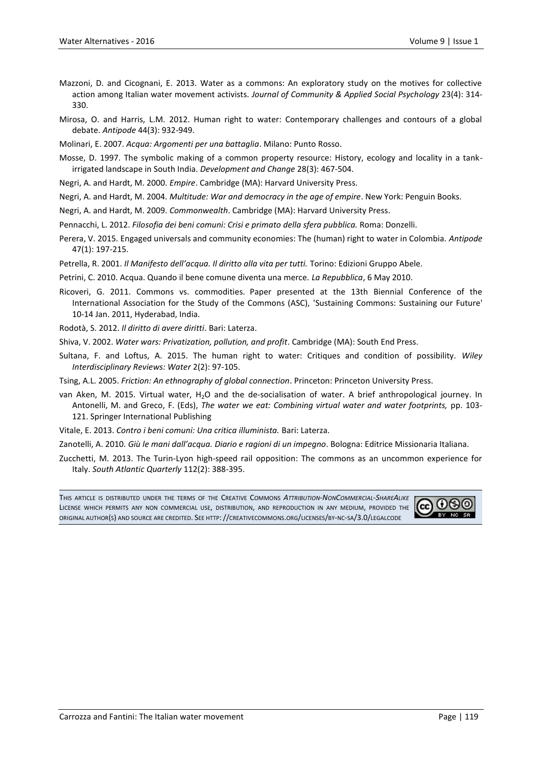Mazzoni, D. and Cicognani, E. 2013. Water as a commons: An exploratory study on the motives for collective action among Italian water movement activists. *Journal of Community & Applied Social Psychology* 23(4): 314-330.

Mirosa, O. and Harris, L.M. 2012. Human right to water: Contemporary challenges and contours of a global debate. *Antipode* 44(3): 932-949.

Molinari, E. 2007. *Acqua: Argomenti per una battaglia*. Milano: Punto Rosso.

Mosse, D. 1997. The symbolic making of a common property resource: History, ecology and locality in a tank-irrigated landscape in South India. *Development and Change* 28(3): 467-504.

Negri, A. and Hardt, M. 2000. *Empire*. Cambridge (MA): Harvard University Press.

Negri, A. and Hardt, M. 2004. *Multitude: War and democracy in the age of empire*. New York: Penguin Books.

Negri, A. and Hardt, M. 2009. *Commonwealth*. Cambridge (MA): Harvard University Press.

Pennacchi, L. 2012. *Filosofia dei beni comuni: Crisi e primato della sfera pubblica.* Roma: Donzelli.

Perera, V. 2015. Engaged universals and community economies: The (human) right to water in Colombia. *Antipode* 47(1): 197-215.

Petrella, R. 2001. *Il Manifesto dell'acqua. Il diritto alla vita per tutti.* Torino: Edizioni Gruppo Abele.

Petrini, C. 2010. Acqua. Quando il bene comune diventa una merce. *La Repubblica*, 6 May 2010.

Ricoveri, G. 2011. Commons vs. commodities. Paper presented at the 13th Biennial Conference of the International Association for the Study of the Commons (ASC), 'Sustaining Commons: Sustaining our Future' 10-14 Jan. 2011, Hyderabad, India.

Rodotà, S. 2012. *Il diritto di avere diritti*. Bari: Laterza.

Shiva, V. 2002. *Water wars: Privatization, pollution, and profit*. Cambridge (MA): South End Press.

Sultana, F. and Loftus, A. 2015. The human right to water: Critiques and condition of possibility. *Wiley Interdisciplinary Reviews: Water* 2(2): 97-105.

Tsing, A.L. 2005. *Friction: An ethnography of global connection*. Princeton: Princeton University Press.

van Aken, M. 2015. Virtual water, $H_2O$ and the de-socialisation of water. A brief anthropological journey. In Antonelli, M. and Greco, F. (Eds), *The water we eat: Combining virtual water and water footprints,* pp. 103-121. Springer International Publishing

Vitale, E. 2013. *Contro i beni comuni: Una critica illuminista.* Bari: Laterza.

Zanotelli, A. 2010. *Giù le mani dall'acqua. Diario e ragioni di un impegno*. Bologna: Editrice Missionaria Italiana.

Zucchetti, M. 2013. The Turin-Lyon high-speed rail opposition: The commons as an uncommon experience for Italy. *South Atlantic Quarterly* 112(2): 388-395.

THIS ARTICLE IS DISTRIBUTED UNDER THE TERMS OF THE CREATIVE COMMONS *ATTRIBUTION-NONCOMMERCIAL-SHAREALIKE* LICENSE WHICH PERMITS ANY NON COMMERCIAL USE, DISTRIBUTION, AND REPRODUCTION IN ANY MEDIUM, PROVIDED THE ORIGINAL AUTHOR(S) AND SOURCE ARE CREDITED. SEE HTTP://CREATIVECOMMONS.ORG/LICENSES/BY-NC-SA/3.0/LEGALCODE